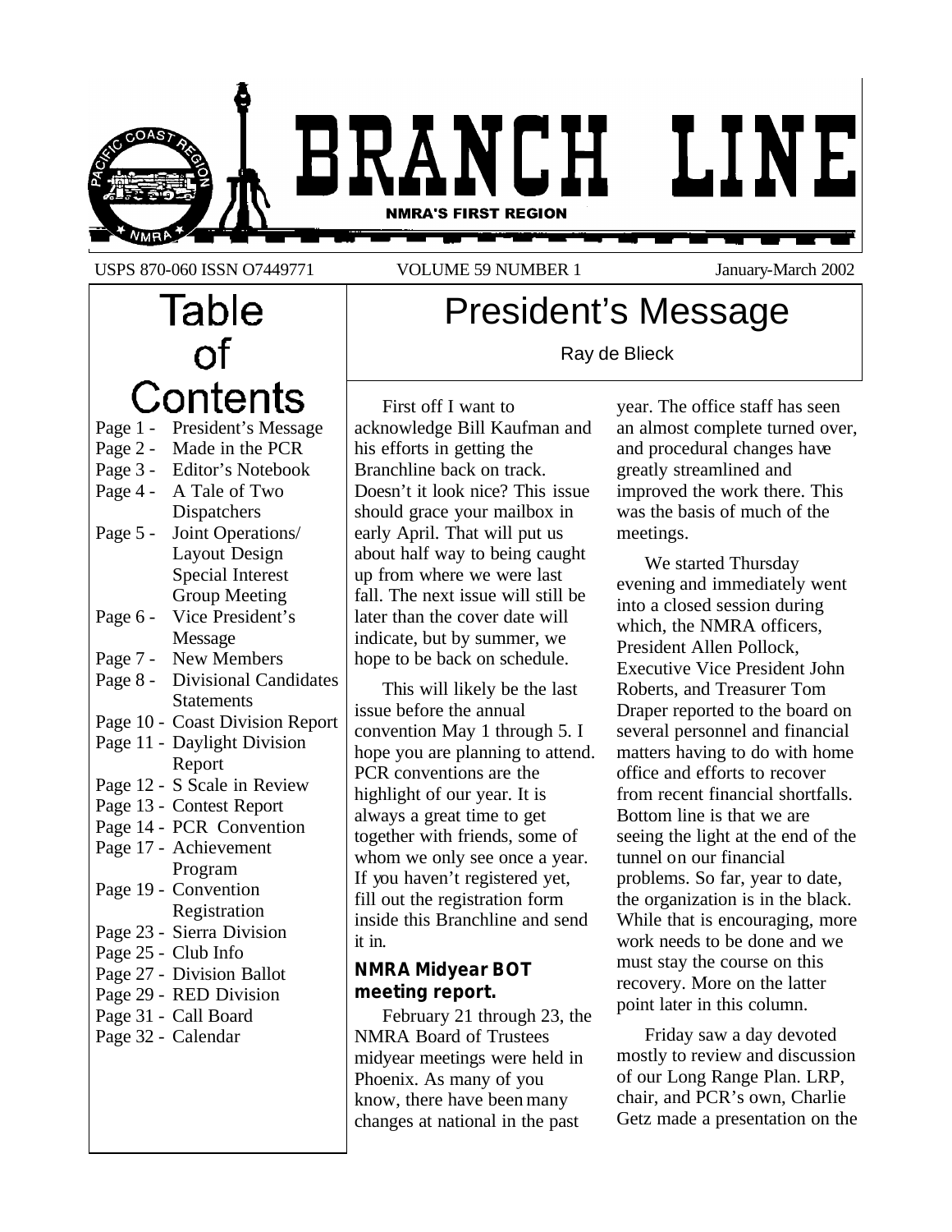# BRANCH LINE

NMRA'S FIRST REGION

USPS 870-060 ISSN O7449771 VOLUME 59 NUMBER 1 January-March 2002

## Table of Contents

- Page 1 - President's Message
- Page 2 - Made in the PCR
- Page 3 - Editor's Notebook
- Page 4 - A Tale of Two Dispatchers
- Page 5 - Joint Operations/ Layout Design Special Interest Group Meeting
- Page 6 - Vice President's Message
- Page 7 - New Members
- Page 8 - Divisional Candidates Statements
- Page 10 - Coast Division Report
- Page 11 - Daylight Division Report
- Page 12 - S Scale in Review
- Page 13 - Contest Report
- Page 14 - PCR Convention
- Page 17 - Achievement Program
- Page 19 - Convention Registration
- Page 23 - Sierra Division
- Page 25 - Club Info
- Page 27 - Division Ballot
- Page 29 - RED Division
- Page 31 - Call Board
- Page 32 - Calendar

# President's Message

Ray de Blieck

First off I want to acknowledge Bill Kaufman and his efforts in getting the Branchline back on track. Doesn't it look nice? This issue should grace your mailbox in early April. That will put us about half way to being caught up from where we were last fall. The next issue will still be later than the cover date will indicate, but by summer, we hope to be back on schedule.

This will likely be the last issue before the annual convention May 1 through 5. I hope you are planning to attend. PCR conventions are the highlight of our year. It is always a great time to get together with friends, some of whom we only see once a year. If you haven't registered yet, fill out the registration form inside this Branchline and send it in.

### NMRA Midyear BOT meeting report.

February 21 through 23, the NMRA Board of Trustees midyear meetings were held in Phoenix. As many of you know, there have been many changes at national in the past year. The office staff has seen an almost complete turned over, and procedural changes have greatly streamlined and improved the work there. This was the basis of much of the meetings.

We started Thursday evening and immediately went into a closed session during which, the NMRA officers, President Allen Pollock, Executive Vice President John Roberts, and Treasurer Tom Draper reported to the board on several personnel and financial matters having to do with home office and efforts to recover from recent financial shortfalls. Bottom line is that we are seeing the light at the end of the tunnel on our financial problems. So far, year to date, the organization is in the black. While that is encouraging, more work needs to be done and we must stay the course on this recovery. More on the latter point later in this column.

Friday saw a day devoted mostly to review and discussion of our Long Range Plan. LRP, chair, and PCR's own, Charlie Getz made a presentation on the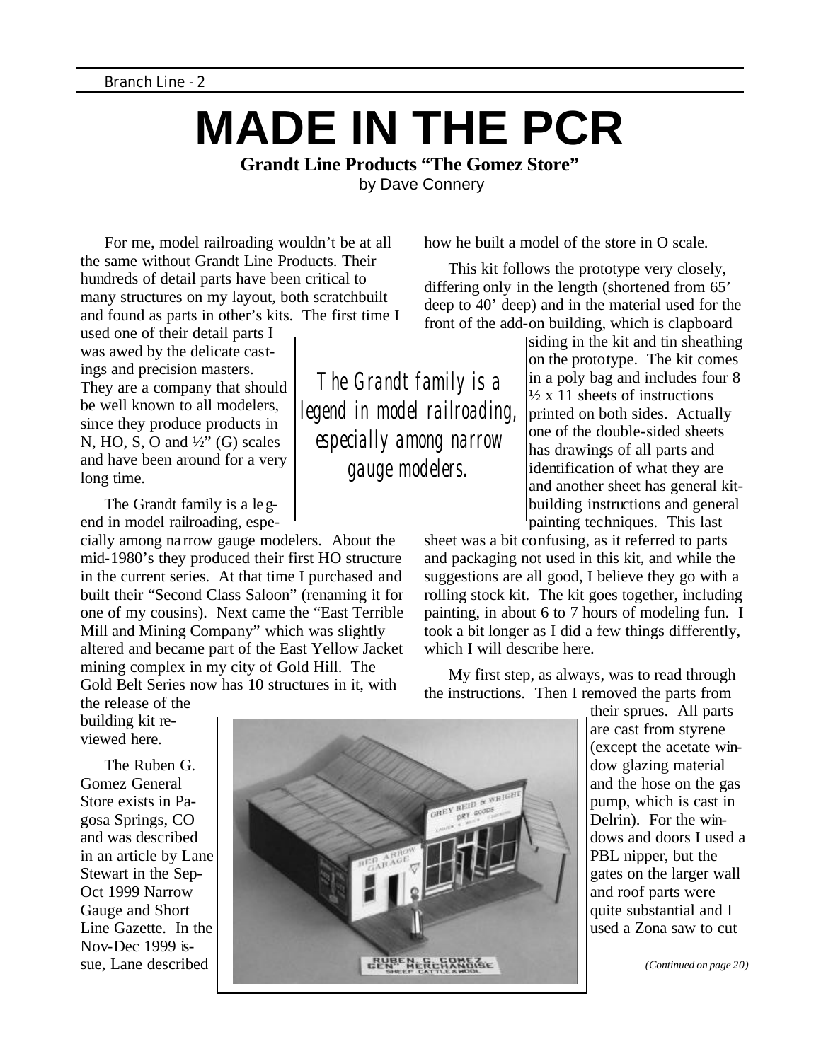# MADE IN THE PCR

**Grandt Line Products "The Gomez Store"**

by Dave Connery

For me, model railroading wouldn't be at all the same without Grandt Line Products. Their hundreds of detail parts have been critical to many structures on my layout, both scratchbuilt and found as parts in other's kits. The first time I used one of their detail parts I was awed by the delicate castings and precision masters. They are a company that should be well known to all modelers, since they produce products in N, HO, S, O and ½" (G) scales and have been around for a very long time.

*The Grandt family is a legend in model railroading, especially among narrow gauge modelers.*

The Grandt family is a legend in model railroading, especially among narrow gauge modelers. About the mid-1980's they produced their first HO structure in the current series. At that time I purchased and built their "Second Class Saloon" (renaming it for one of my cousins). Next came the "East Terrible Mill and Mining Company" which was slightly altered and became part of the East Yellow Jacket mining complex in my city of Gold Hill. The Gold Belt Series now has 10 structures in it, with the release of the building kit reviewed here.

The Ruben G. Gomez General Store exists in Pagosa Springs, CO and was described in an article by Lane Stewart in the Sep-Oct 1999 Narrow Gauge and Short Line Gazette. In the Nov-Dec 1999 issue, Lane described how he built a model of the store in O scale.

This kit follows the prototype very closely, differing only in the length (shortened from 65' deep to 40' deep) and in the material used for the front of the add-on building, which is clapboard siding in the kit and tin sheathing on the prototype. The kit comes in a poly bag and includes four 8 ½ x 11 sheets of instructions printed on both sides. Actually one of the double-sided sheets has drawings of all parts and identification of what they are and another sheet has general kit-building instructions and general painting techniques. This last sheet was a bit confusing, as it referred to parts and packaging not used in this kit, and while the suggestions are all good, I believe they go with a rolling stock kit. The kit goes together, including painting, in about 6 to 7 hours of modeling fun. I took a bit longer as I did a few things differently, which I will describe here.

My first step, as always, was to read through the instructions. Then I removed the parts from their sprues. All parts are cast from styrene (except the acetate window glazing material and the hose on the gas pump, which is cast in Delrin). For the windows and doors I used a PBL nipper, but the gates on the larger wall and roof parts were quite substantial and I used a Zona saw to cut

*(Continued on page 20)*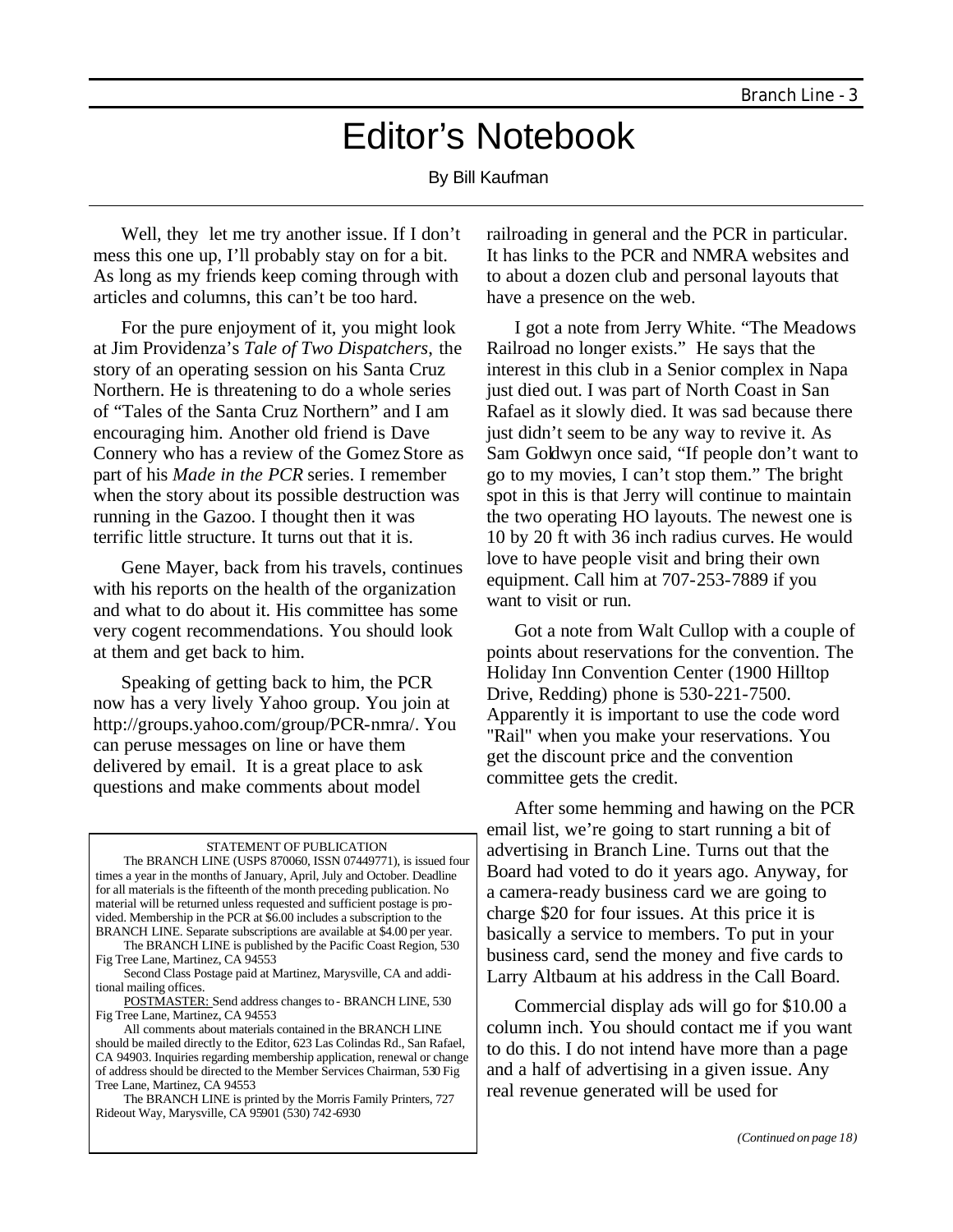# Editor's Notebook

By Bill Kaufman

Well, they let me try another issue. If I don't mess this one up, I'll probably stay on for a bit. As long as my friends keep coming through with articles and columns, this can't be too hard.

For the pure enjoyment of it, you might look at Jim Providenza's *Tale of Two Dispatchers*, the story of an operating session on his Santa Cruz Northern. He is threatening to do a whole series of "Tales of the Santa Cruz Northern" and I am encouraging him. Another old friend is Dave Connery who has a review of the Gomez Store as part of his *Made in the PCR* series. I remember when the story about its possible destruction was running in the Gazoo. I thought then it was terrific little structure. It turns out that it is.

Gene Mayer, back from his travels, continues with his reports on the health of the organization and what to do about it. His committee has some very cogent recommendations. You should look at them and get back to him.

Speaking of getting back to him, the PCR now has a very lively Yahoo group. You join at http://groups.yahoo.com/group/PCR-nmra/. You can peruse messages on line or have them delivered by email. It is a great place to ask questions and make comments about model railroading in general and the PCR in particular. It has links to the PCR and NMRA websites and to about a dozen club and personal layouts that have a presence on the web.

I got a note from Jerry White. "The Meadows Railroad no longer exists." He says that the interest in this club in a Senior complex in Napa just died out. I was part of North Coast in San Rafael as it slowly died. It was sad because there just didn't seem to be any way to revive it. As Sam Goldwyn once said, "If people don't want to go to my movies, I can't stop them." The bright spot in this is that Jerry will continue to maintain the two operating HO layouts. The newest one is 10 by 20 ft with 36 inch radius curves. He would love to have people visit and bring their own equipment. Call him at 707-253-7889 if you want to visit or run.

Got a note from Walt Cullop with a couple of points about reservations for the convention. The Holiday Inn Convention Center (1900 Hilltop Drive, Redding) phone is 530-221-7500. Apparently it is important to use the code word "Rail" when you make your reservations. You get the discount price and the convention committee gets the credit.

After some hemming and hawing on the PCR email list, we're going to start running a bit of advertising in Branch Line. Turns out that the Board had voted to do it years ago. Anyway, for a camera-ready business card we are going to charge $20 for four issues. At this price it is basically a service to members. To put in your business card, send the money and five cards to Larry Altbaum at his address in the Call Board.

Commercial display ads will go for $10.00 a column inch. You should contact me if you want to do this. I do not intend have more than a page and a half of advertising in a given issue. Any real revenue generated will be used for

*(Continued on page 18)*

---

STATEMENT OF PUBLICATION

The BRANCH LINE (USPS 870060, ISSN 07449771), is issued four times a year in the months of January, April, July and October. Deadline for all materials is the fifteenth of the month preceding publication. No material will be returned unless requested and sufficient postage is provided. Membership in the PCR at $6.00 includes a subscription to the BRANCH LINE. Separate subscriptions are available at $4.00 per year.

The BRANCH LINE is published by the Pacific Coast Region, 530 Fig Tree Lane, Martinez, CA 94553

Second Class Postage paid at Martinez, Marysville, CA and additional mailing offices.

POSTMASTER: Send address changes to - BRANCH LINE, 530 Fig Tree Lane, Martinez, CA 94553

All comments about materials contained in the BRANCH LINE should be mailed directly to the Editor, 623 Las Colindas Rd., San Rafael, CA 94903. Inquiries regarding membership application, renewal or change of address should be directed to the Member Services Chairman, 530 Fig Tree Lane, Martinez, CA 94553

The BRANCH LINE is printed by the Morris Family Printers, 727 Rideout Way, Marysville, CA 95901 (530) 742-6930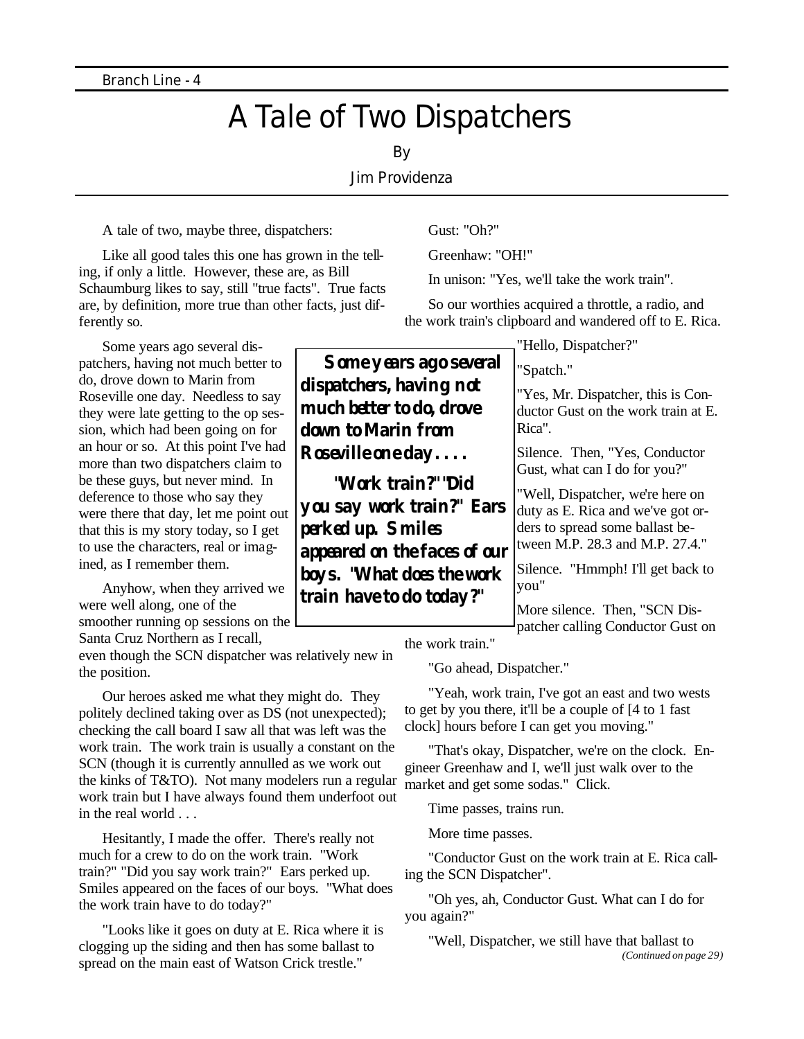# A Tale of Two Dispatchers

By

Jim Providenza

A tale of two, maybe three, dispatchers:

Like all good tales this one has grown in the telling, if only a little. However, these are, as Bill Schaumburg likes to say, still "true facts". True facts are, by definition, more true than other facts, just differently so.

Some years ago several dispatchers, having not much better to do, drove down to Marin from Roseville one day. Needless to say they were late getting to the op session, which had been going on for an hour or so. At this point I've had more than two dispatchers claim to be these guys, but never mind. In deference to those who say they were there that day, let me point out that this is my story today, so I get to use the characters, real or imagined, as I remember them.

> **Some years ago several dispatchers, having not much better to do, drove down to Marin from Roseville one day . . . .**
>
> **"Work train?" "Did you say work train?" Ears perked up. Smiles appeared on the faces of our boys. "What does the work train have to do today?"**

Anyhow, when they arrived we were well along, one of the smoother running op sessions on the Santa Cruz Northern as I recall, even though the SCN dispatcher was relatively new in the position.

Our heroes asked me what they might do. They politely declined taking over as DS (not unexpected); checking the call board I saw all that was left was the work train. The work train is usually a constant on the SCN (though it is currently annulled as we work out the kinks of T&TO). Not many modelers run a regular work train but I have always found them underfoot out in the real world . . .

Hesitantly, I made the offer. There's really not much for a crew to do on the work train. "Work train?" "Did you say work train?" Ears perked up. Smiles appeared on the faces of our boys. "What does the work train have to do today?"

"Looks like it goes on duty at E. Rica where it is clogging up the siding and then has some ballast to spread on the main east of Watson Crick trestle."

Gust: "Oh?"

Greenhaw: "OH!"

In unison: "Yes, we'll take the work train".

So our worthies acquired a throttle, a radio, and the work train's clipboard and wandered off to E. Rica.

"Hello, Dispatcher?"

"Spatch."

"Yes, Mr. Dispatcher, this is Conductor Gust on the work train at E. Rica".

Silence. Then, "Yes, Conductor Gust, what can I do for you?"

"Well, Dispatcher, we're here on duty as E. Rica and we've got orders to spread some ballast between M.P. 28.3 and M.P. 27.4."

Silence. "Hmmph! I'll get back to you"

More silence. Then, "SCN Dispatcher calling Conductor Gust on the work train."

"Go ahead, Dispatcher."

"Yeah, work train, I've got an east and two wests to get by you there, it'll be a couple of [4 to 1 fast clock] hours before I can get you moving."

"That's okay, Dispatcher, we're on the clock. Engineer Greenhaw and I, we'll just walk over to the market and get some sodas." Click.

Time passes, trains run.

More time passes.

"Conductor Gust on the work train at E. Rica calling the SCN Dispatcher".

"Oh yes, ah, Conductor Gust. What can I do for you again?"

"Well, Dispatcher, we still have that ballast to

*(Continued on page 29)*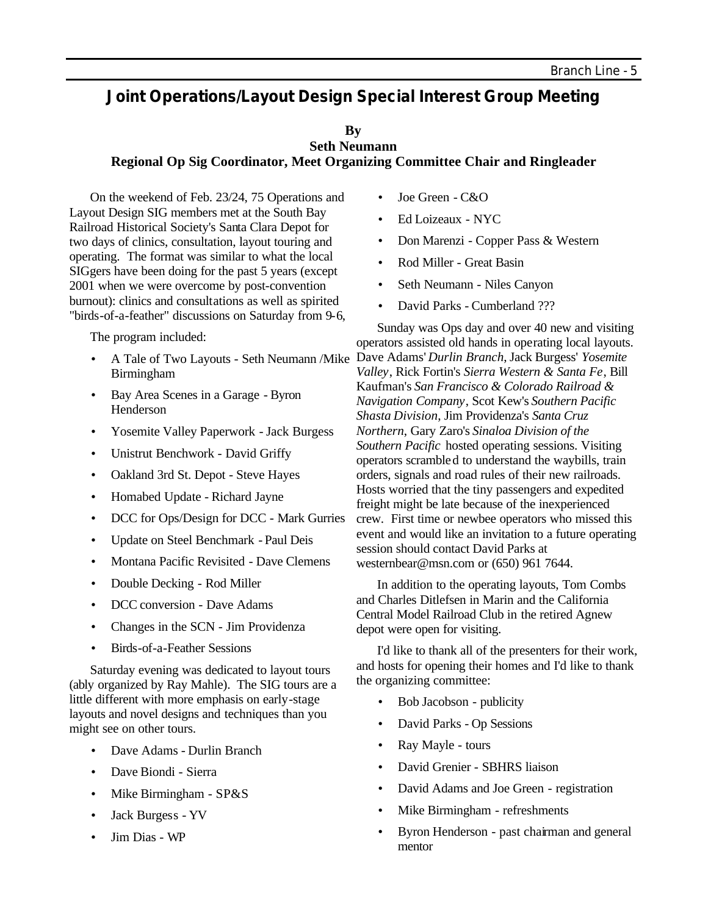# Joint Operations/Layout Design Special Interest Group Meeting

**By**
**Seth Neumann**
**Regional Op Sig Coordinator, Meet Organizing Committee Chair and Ringleader**

On the weekend of Feb. 23/24, 75 Operations and Layout Design SIG members met at the South Bay Railroad Historical Society's Santa Clara Depot for two days of clinics, consultation, layout touring and operating. The format was similar to what the local SIGgers have been doing for the past 5 years (except 2001 when we were overcome by post-convention burnout): clinics and consultations as well as spirited "birds-of-a-feather" discussions on Saturday from 9-6,

The program included:

- A Tale of Two Layouts - Seth Neumann /Mike Birmingham
- Bay Area Scenes in a Garage - Byron Henderson
- Yosemite Valley Paperwork - Jack Burgess
- Unistrut Benchwork - David Griffy
- Oakland 3rd St. Depot - Steve Hayes
- Homabed Update - Richard Jayne
- DCC for Ops/Design for DCC - Mark Gurries
- Update on Steel Benchmark - Paul Deis
- Montana Pacific Revisited - Dave Clemens
- Double Decking - Rod Miller
- DCC conversion - Dave Adams
- Changes in the SCN - Jim Providenza
- Birds-of-a-Feather Sessions

Saturday evening was dedicated to layout tours (ably organized by Ray Mahle). The SIG tours are a little different with more emphasis on early-stage layouts and novel designs and techniques than you might see on other tours.

- Dave Adams - Durlin Branch
- Dave Biondi - Sierra
- Mike Birmingham - SP&S
- Jack Burgess - YV
- Jim Dias - WP
- Joe Green - C&O
- Ed Loizeaux - NYC
- Don Marenzi - Copper Pass & Western
- Rod Miller - Great Basin
- Seth Neumann - Niles Canyon
- David Parks - Cumberland ???

Sunday was Ops day and over 40 new and visiting operators assisted old hands in operating local layouts. Dave Adams' *Durlin Branch*, Jack Burgess' *Yosemite Valley*, Rick Fortin's *Sierra Western & Santa Fe*, Bill Kaufman's *San Francisco & Colorado Railroad & Navigation Company*, Scot Kew's *Southern Pacific Shasta Division*, Jim Providenza's *Santa Cruz Northern*, Gary Zaro's *Sinaloa Division of the Southern Pacific* hosted operating sessions. Visiting operators scrambled to understand the waybills, train orders, signals and road rules of their new railroads. Hosts worried that the tiny passengers and expedited freight might be late because of the inexperienced crew. First time or newbee operators who missed this event and would like an invitation to a future operating session should contact David Parks at westernbear@msn.com or (650) 961 7644.

In addition to the operating layouts, Tom Combs and Charles Ditlefsen in Marin and the California Central Model Railroad Club in the retired Agnew depot were open for visiting.

I'd like to thank all of the presenters for their work, and hosts for opening their homes and I'd like to thank the organizing committee:

- Bob Jacobson - publicity
- David Parks - Op Sessions
- Ray Mayle - tours
- David Grenier - SBHRS liaison
- David Adams and Joe Green - registration
- Mike Birmingham - refreshments
- Byron Henderson - past chairman and general mentor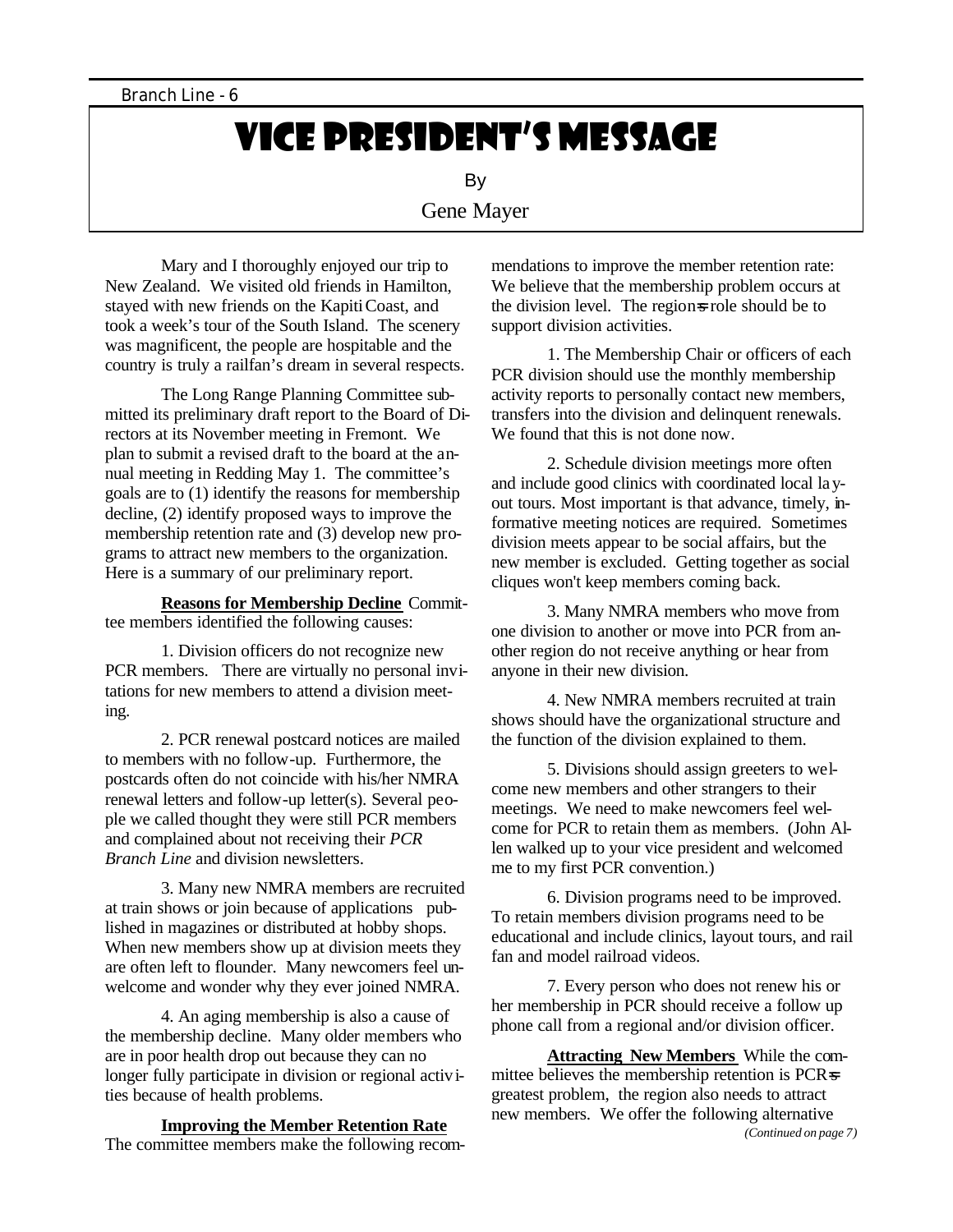# Vice President's Message

By

Gene Mayer

Mary and I thoroughly enjoyed our trip to New Zealand. We visited old friends in Hamilton, stayed with new friends on the Kapiti Coast, and took a week's tour of the South Island. The scenery was magnificent, the people are hospitable and the country is truly a railfan's dream in several respects.

The Long Range Planning Committee submitted its preliminary draft report to the Board of Directors at its November meeting in Fremont. We plan to submit a revised draft to the board at the annual meeting in Redding May 1. The committee's goals are to (1) identify the reasons for membership decline, (2) identify proposed ways to improve the membership retention rate and (3) develop new programs to attract new members to the organization. Here is a summary of our preliminary report.

**Reasons for Membership Decline** Committee members identified the following causes:

1. Division officers do not recognize new PCR members. There are virtually no personal invitations for new members to attend a division meeting.

2. PCR renewal postcard notices are mailed to members with no follow-up. Furthermore, the postcards often do not coincide with his/her NMRA renewal letters and follow-up letter(s). Several people we called thought they were still PCR members and complained about not receiving their *PCR Branch Line* and division newsletters.

3. Many new NMRA members are recruited at train shows or join because of applications published in magazines or distributed at hobby shops. When new members show up at division meets they are often left to flounder. Many newcomers feel unwelcome and wonder why they ever joined NMRA.

4. An aging membership is also a cause of the membership decline. Many older members who are in poor health drop out because they can no longer fully participate in division or regional activities because of health problems.

**Improving the Member Retention Rate** The committee members make the following recommendations to improve the member retention rate: We believe that the membership problem occurs at the division level. The region=s role should be to support division activities.

1. The Membership Chair or officers of each PCR division should use the monthly membership activity reports to personally contact new members, transfers into the division and delinquent renewals. We found that this is not done now.

2. Schedule division meetings more often and include good clinics with coordinated local layout tours. Most important is that advance, timely, informative meeting notices are required. Sometimes division meets appear to be social affairs, but the new member is excluded. Getting together as social cliques won't keep members coming back.

3. Many NMRA members who move from one division to another or move into PCR from another region do not receive anything or hear from anyone in their new division.

4. New NMRA members recruited at train shows should have the organizational structure and the function of the division explained to them.

5. Divisions should assign greeters to welcome new members and other strangers to their meetings. We need to make newcomers feel welcome for PCR to retain them as members. (John Allen walked up to your vice president and welcomed me to my first PCR convention.)

6. Division programs need to be improved. To retain members division programs need to be educational and include clinics, layout tours, and rail fan and model railroad videos.

7. Every person who does not renew his or her membership in PCR should receive a follow up phone call from a regional and/or division officer.

**Attracting New Members** While the committee believes the membership retention is PCR=s greatest problem, the region also needs to attract new members. We offer the following alternative

*(Continued on page 7)*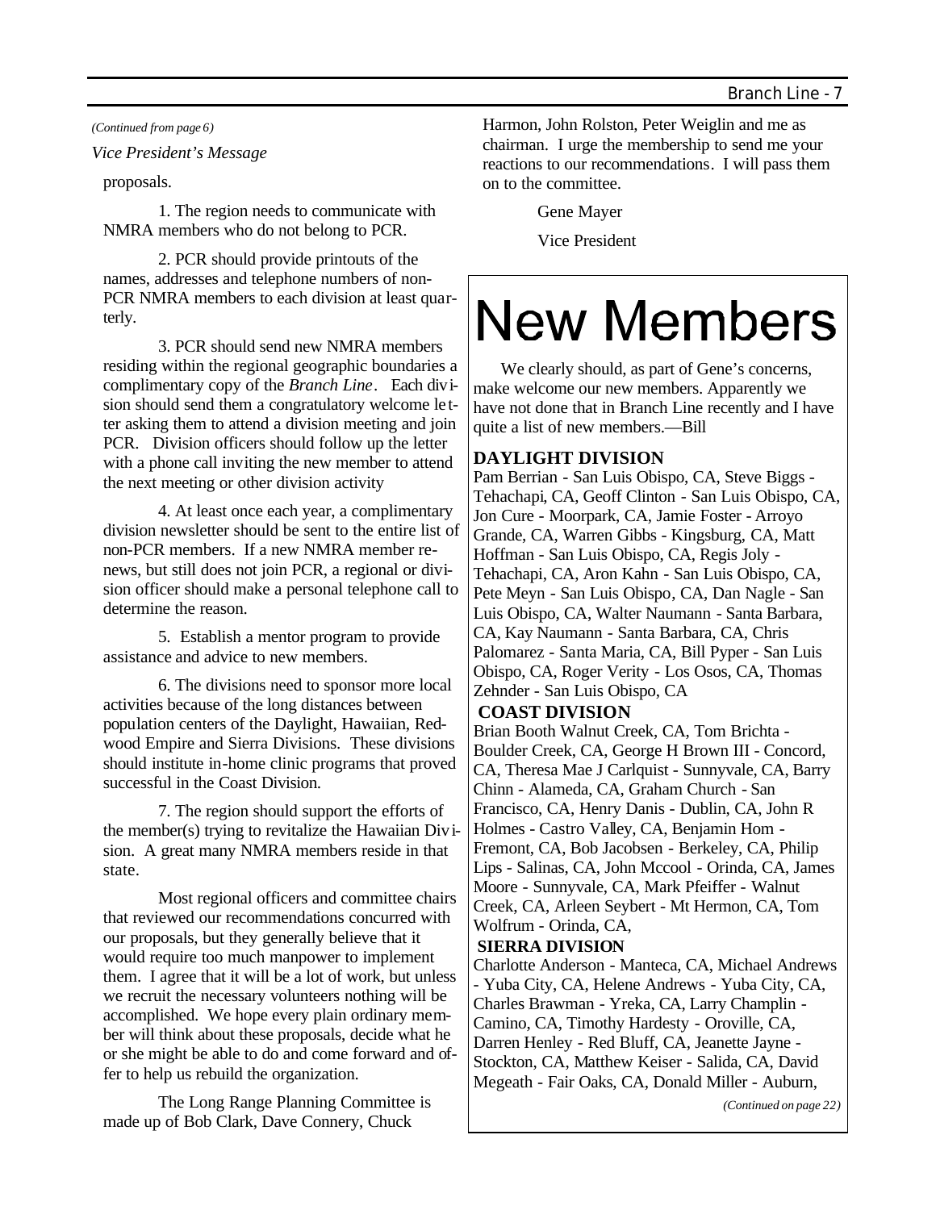*(Continued from page 6)*

*Vice President's Message*

proposals.

1. The region needs to communicate with NMRA members who do not belong to PCR.

2. PCR should provide printouts of the names, addresses and telephone numbers of non-PCR NMRA members to each division at least quarterly.

3. PCR should send new NMRA members residing within the regional geographic boundaries a complimentary copy of the *Branch Line*. Each division should send them a congratulatory welcome letter asking them to attend a division meeting and join PCR. Division officers should follow up the letter with a phone call inviting the new member to attend the next meeting or other division activity

4. At least once each year, a complimentary division newsletter should be sent to the entire list of non-PCR members. If a new NMRA member renews, but still does not join PCR, a regional or division officer should make a personal telephone call to determine the reason.

5. Establish a mentor program to provide assistance and advice to new members.

6. The divisions need to sponsor more local activities because of the long distances between population centers of the Daylight, Hawaiian, Redwood Empire and Sierra Divisions. These divisions should institute in-home clinic programs that proved successful in the Coast Division.

7. The region should support the efforts of the member(s) trying to revitalize the Hawaiian Division. A great many NMRA members reside in that state.

Most regional officers and committee chairs that reviewed our recommendations concurred with our proposals, but they generally believe that it would require too much manpower to implement them. I agree that it will be a lot of work, but unless we recruit the necessary volunteers nothing will be accomplished. We hope every plain ordinary member will think about these proposals, decide what he or she might be able to do and come forward and offer to help us rebuild the organization.

The Long Range Planning Committee is made up of Bob Clark, Dave Connery, Chuck Harmon, John Rolston, Peter Weiglin and me as chairman. I urge the membership to send me your reactions to our recommendations. I will pass them on to the committee.

Gene Mayer

Vice President

# New Members

We clearly should, as part of Gene's concerns, make welcome our new members. Apparently we have not done that in Branch Line recently and I have quite a list of new members.—Bill

**DAYLIGHT DIVISION**

Pam Berrian - San Luis Obispo, CA, Steve Biggs - Tehachapi, CA, Geoff Clinton - San Luis Obispo, CA, Jon Cure - Moorpark, CA, Jamie Foster - Arroyo Grande, CA, Warren Gibbs - Kingsburg, CA, Matt Hoffman - San Luis Obispo, CA, Regis Joly - Tehachapi, CA, Aron Kahn - San Luis Obispo, CA, Pete Meyn - San Luis Obispo, CA, Dan Nagle - San Luis Obispo, CA, Walter Naumann - Santa Barbara, CA, Kay Naumann - Santa Barbara, CA, Chris Palomarez - Santa Maria, CA, Bill Pyper - San Luis Obispo, CA, Roger Verity - Los Osos, CA, Thomas Zehnder - San Luis Obispo, CA

**COAST DIVISION**

Brian Booth Walnut Creek, CA, Tom Brichta - Boulder Creek, CA, George H Brown III - Concord, CA, Theresa Mae J Carlquist - Sunnyvale, CA, Barry Chinn - Alameda, CA, Graham Church - San Francisco, CA, Henry Danis - Dublin, CA, John R Holmes - Castro Valley, CA, Benjamin Hom - Fremont, CA, Bob Jacobsen - Berkeley, CA, Philip Lips - Salinas, CA, John Mccool - Orinda, CA, James Moore - Sunnyvale, CA, Mark Pfeiffer - Walnut Creek, CA, Arleen Seybert - Mt Hermon, CA, Tom Wolfrum - Orinda, CA,

**SIERRA DIVISION**

Charlotte Anderson - Manteca, CA, Michael Andrews - Yuba City, CA, Helene Andrews - Yuba City, CA, Charles Brawman - Yreka, CA, Larry Champlin - Camino, CA, Timothy Hardesty - Oroville, CA, Darren Henley - Red Bluff, CA, Jeanette Jayne - Stockton, CA, Matthew Keiser - Salida, CA, David Megeath - Fair Oaks, CA, Donald Miller - Auburn,

*(Continued on page 22)*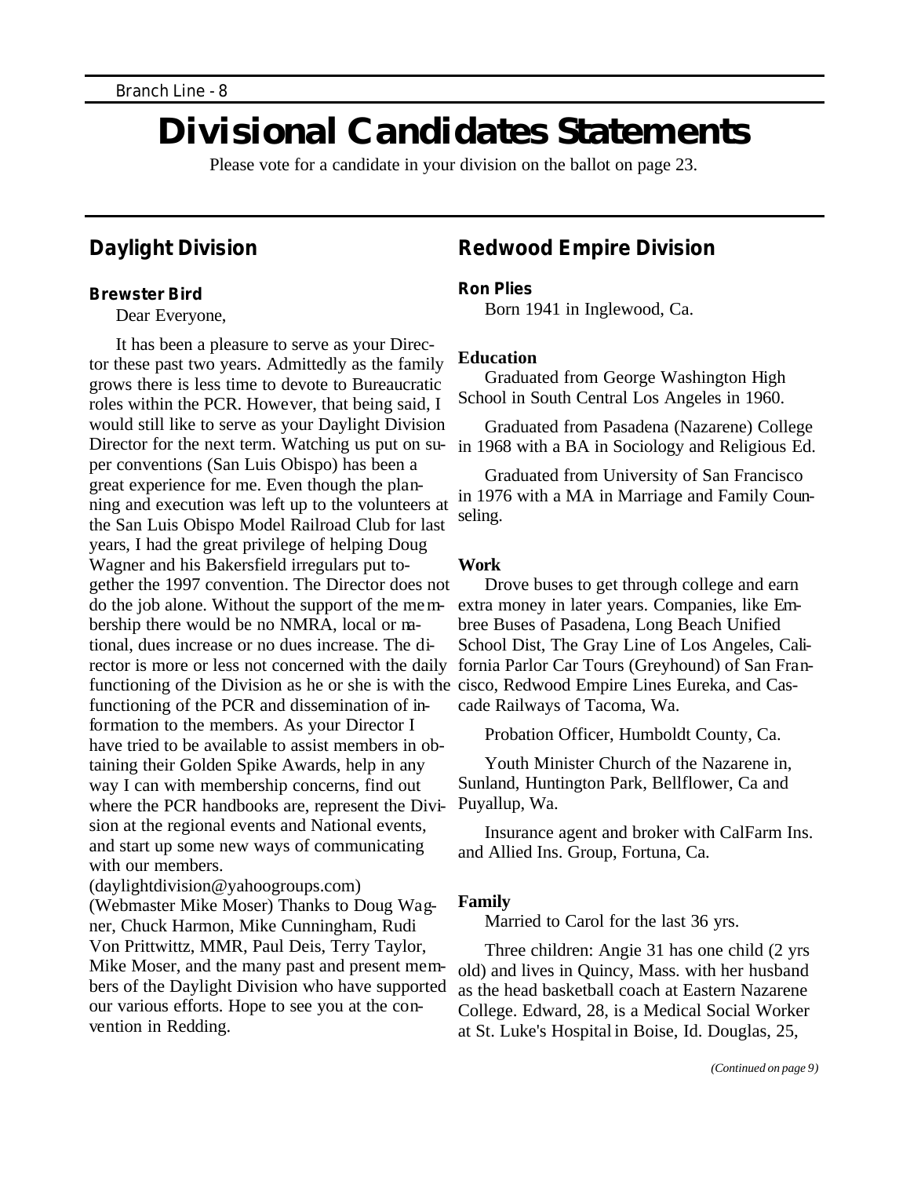# Divisional Candidates Statements

Please vote for a candidate in your division on the ballot on page 23.

## Daylight Division

### Brewster Bird

Dear Everyone,

It has been a pleasure to serve as your Director these past two years. Admittedly as the family grows there is less time to devote to Bureaucratic roles within the PCR. However, that being said, I would still like to serve as your Daylight Division Director for the next term. Watching us put on super conventions (San Luis Obispo) has been a great experience for me. Even though the planning and execution was left up to the volunteers at the San Luis Obispo Model Railroad Club for last years, I had the great privilege of helping Doug Wagner and his Bakersfield irregulars put together the 1997 convention. The Director does not do the job alone. Without the support of the membership there would be no NMRA, local or national, dues increase or no dues increase. The director is more or less not concerned with the daily functioning of the Division as he or she is with the functioning of the PCR and dissemination of information to the members. As your Director I have tried to be available to assist members in obtaining their Golden Spike Awards, help in any way I can with membership concerns, find out where the PCR handbooks are, represent the Division at the regional events and National events, and start up some new ways of communicating with our members. (daylightdivision@yahoogroups.com) (Webmaster Mike Moser) Thanks to Doug Wagner, Chuck Harmon, Mike Cunningham, Rudi Von Prittwitz, MMR, Paul Deis, Terry Taylor, Mike Moser, and the many past and present members of the Daylight Division who have supported our various efforts. Hope to see you at the convention in Redding.

## Redwood Empire Division

### Ron Plies

Born 1941 in Inglewood, Ca.

**Education**

Graduated from George Washington High School in South Central Los Angeles in 1960.

Graduated from Pasadena (Nazarene) College in 1968 with a BA in Sociology and Religious Ed.

Graduated from University of San Francisco in 1976 with a MA in Marriage and Family Counseling.

**Work**

Drove buses to get through college and earn extra money in later years. Companies, like Embree Buses of Pasadena, Long Beach Unified School Dist, The Gray Line of Los Angeles, California Parlor Car Tours (Greyhound) of San Francisco, Redwood Empire Lines Eureka, and Cascade Railways of Tacoma, Wa.

Probation Officer, Humboldt County, Ca.

Youth Minister Church of the Nazarene in, Sunland, Huntington Park, Bellflower, Ca and Puyallup, Wa.

Insurance agent and broker with CalFarm Ins. and Allied Ins. Group, Fortuna, Ca.

**Family**

Married to Carol for the last 36 yrs.

Three children: Angie 31 has one child (2 yrs old) and lives in Quincy, Mass. with her husband as the head basketball coach at Eastern Nazarene College. Edward, 28, is a Medical Social Worker at St. Luke's Hospital in Boise, Id. Douglas, 25,

*(Continued on page 9)*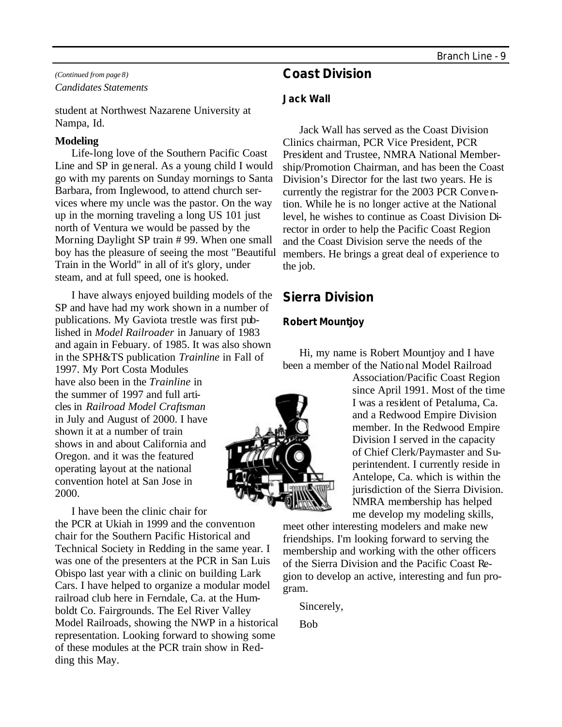*(Continued from page 8)*
*Candidates Statements*

student at Northwest Nazarene University at Nampa, Id.

**Modeling**

Life-long love of the Southern Pacific Coast Line and SP in general. As a young child I would go with my parents on Sunday mornings to Santa Barbara, from Inglewood, to attend church services where my uncle was the pastor. On the way up in the morning traveling a long US 101 just north of Ventura we would be passed by the Morning Daylight SP train # 99. When one small boy has the pleasure of seeing the most "Beautiful Train in the World" in all of it's glory, under steam, and at full speed, one is hooked.

I have always enjoyed building models of the SP and have had my work shown in a number of publications. My Gaviota trestle was first published in *Model Railroader* in January of 1983 and again in Febuary. of 1985. It was also shown in the SPH&TS publication *Trainline* in Fall of 1997. My Port Costa Modules have also been in the *Trainline* in the summer of 1997 and full articles in *Railroad Model Craftsman* in July and August of 2000. I have shown it at a number of train shows in and about California and Oregon. and it was the featured operating layout at the national convention hotel at San Jose in 2000.

I have been the clinic chair for the PCR at Ukiah in 1999 and the convention chair for the Southern Pacific Historical and Technical Society in Redding in the same year. I was one of the presenters at the PCR in San Luis Obispo last year with a clinic on building Lark Cars. I have helped to organize a modular model railroad club here in Ferndale, Ca. at the Humboldt Co. Fairgrounds. The Eel River Valley Model Railroads, showing the NWP in a historical representation. Looking forward to showing some of these modules at the PCR train show in Redding this May.

## Coast Division

### Jack Wall

Jack Wall has served as the Coast Division Clinics chairman, PCR Vice President, PCR President and Trustee, NMRA National Membership/Promotion Chairman, and has been the Coast Division's Director for the last two years. He is currently the registrar for the 2003 PCR Convention. While he is no longer active at the National level, he wishes to continue as Coast Division Director in order to help the Pacific Coast Region and the Coast Division serve the needs of the members. He brings a great deal of experience to the job.

## Sierra Division

### Robert Mountjoy

Hi, my name is Robert Mountjoy and I have been a member of the National Model Railroad Association/Pacific Coast Region since April 1991. Most of the time I was a resident of Petaluma, Ca. and a Redwood Empire Division member. In the Redwood Empire Division I served in the capacity of Chief Clerk/Paymaster and Superintendent. I currently reside in Antelope, Ca. which is within the jurisdiction of the Sierra Division. NMRA membership has helped me develop my modeling skills, meet other interesting modelers and make new friendships. I'm looking forward to serving the membership and working with the other officers of the Sierra Division and the Pacific Coast Region to develop an active, interesting and fun program.

Sincerely,

Bob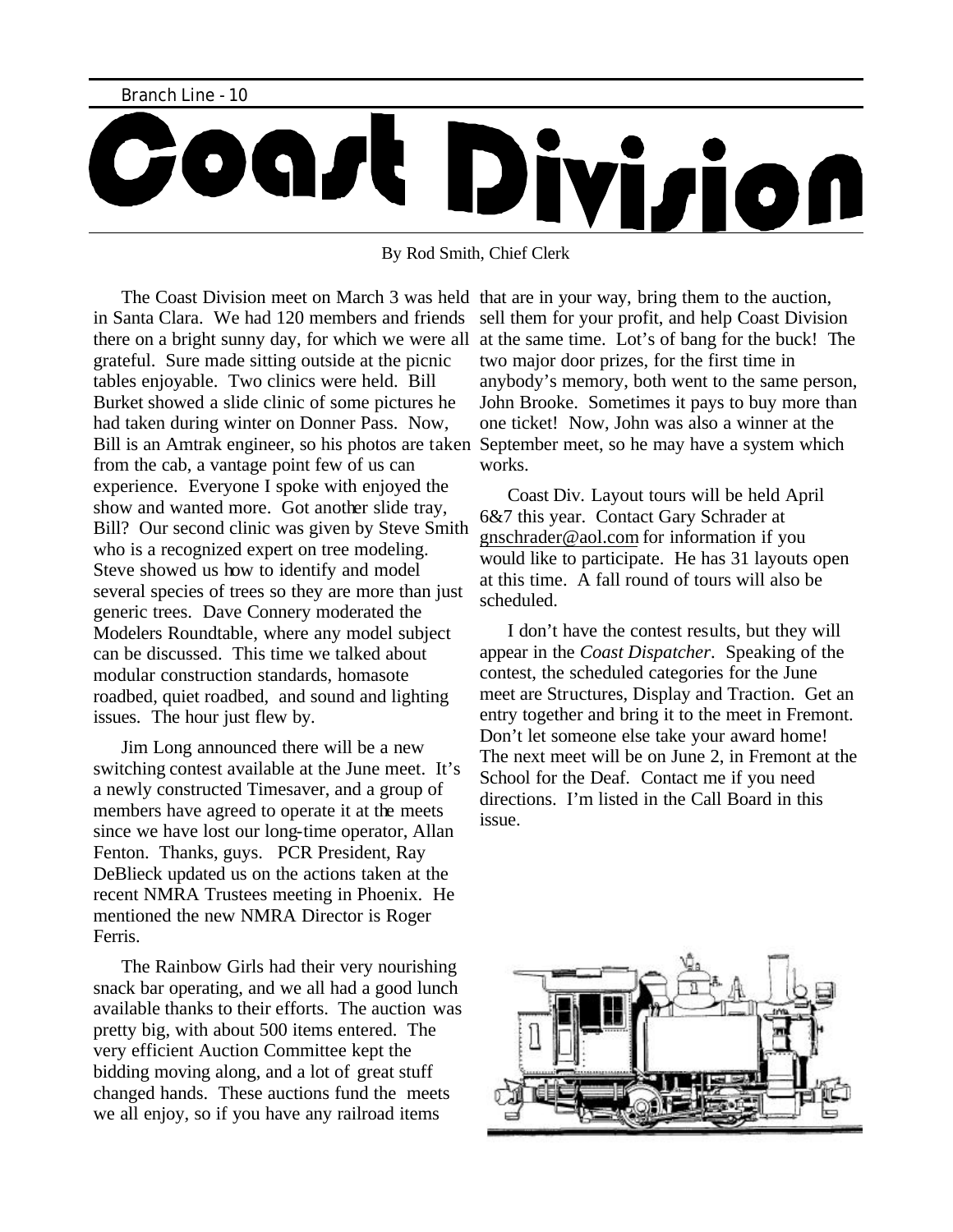# Coast Division

By Rod Smith, Chief Clerk

The Coast Division meet on March 3 was held in Santa Clara. We had 120 members and friends there on a bright sunny day, for which we were all grateful. Sure made sitting outside at the picnic tables enjoyable. Two clinics were held. Bill Burket showed a slide clinic of some pictures he had taken during winter on Donner Pass. Now, Bill is an Amtrak engineer, so his photos are taken from the cab, a vantage point few of us can experience. Everyone I spoke with enjoyed the show and wanted more. Got another slide tray, Bill? Our second clinic was given by Steve Smith who is a recognized expert on tree modeling. Steve showed us how to identify and model several species of trees so they are more than just generic trees. Dave Connery moderated the Modelers Roundtable, where any model subject can be discussed. This time we talked about modular construction standards, homasote roadbed, quiet roadbed, and sound and lighting issues. The hour just flew by.

Jim Long announced there will be a new switching contest available at the June meet. It's a newly constructed Timesaver, and a group of members have agreed to operate it at the meets since we have lost our long-time operator, Allan Fenton. Thanks, guys. PCR President, Ray DeBlieck updated us on the actions taken at the recent NMRA Trustees meeting in Phoenix. He mentioned the new NMRA Director is Roger Ferris.

The Rainbow Girls had their very nourishing snack bar operating, and we all had a good lunch available thanks to their efforts. The auction was pretty big, with about 500 items entered. The very efficient Auction Committee kept the bidding moving along, and a lot of great stuff changed hands. These auctions fund the meets we all enjoy, so if you have any railroad items that are in your way, bring them to the auction, sell them for your profit, and help Coast Division at the same time. Lot's of bang for the buck! The two major door prizes, for the first time in anybody's memory, both went to the same person, John Brooke. Sometimes it pays to buy more than one ticket! Now, John was also a winner at the September meet, so he may have a system which works.

Coast Div. Layout tours will be held April 6&7 this year. Contact Gary Schrader at gnschrader@aol.com for information if you would like to participate. He has 31 layouts open at this time. A fall round of tours will also be scheduled.

I don't have the contest results, but they will appear in the *Coast Dispatcher*. Speaking of the contest, the scheduled categories for the June meet are Structures, Display and Traction. Get an entry together and bring it to the meet in Fremont. Don't let someone else take your award home! The next meet will be on June 2, in Fremont at the School for the Deaf. Contact me if you need directions. I'm listed in the Call Board in this issue.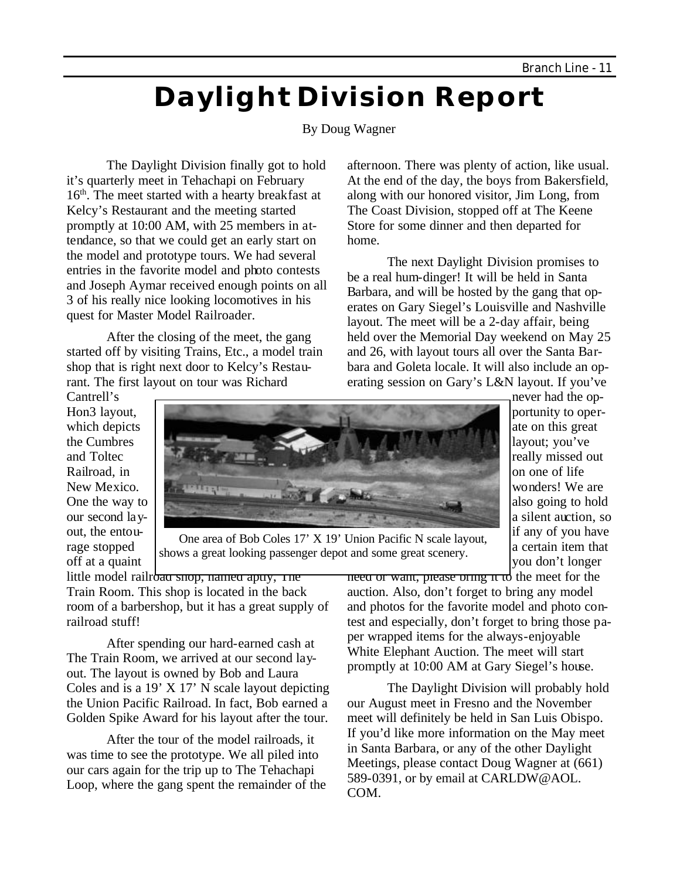# Daylight Division Report

By Doug Wagner

The Daylight Division finally got to hold it's quarterly meet in Tehachapi on February 16th. The meet started with a hearty breakfast at Kelcy's Restaurant and the meeting started promptly at 10:00 AM, with 25 members in attendance, so that we could get an early start on the model and prototype tours. We had several entries in the favorite model and photo contests and Joseph Aymar received enough points on all 3 of his really nice looking locomotives in his quest for Master Model Railroader.

After the closing of the meet, the gang started off by visiting Trains, Etc., a model train shop that is right next door to Kelcy's Restaurant. The first layout on tour was Richard Cantrell's Hon3 layout, which depicts the Cumbres and Toltec Railroad, in New Mexico. One the way to our second layout, the entourage stopped off at a quaint little model railroad shop, named aptly, The Train Room. This shop is located in the back room of a barbershop, but it has a great supply of railroad stuff!

One area of Bob Coles 17' X 19' Union Pacific N scale layout, shows a great looking passenger depot and some great scenery.

After spending our hard-earned cash at The Train Room, we arrived at our second layout. The layout is owned by Bob and Laura Coles and is a 19' X 17' N scale layout depicting the Union Pacific Railroad. In fact, Bob earned a Golden Spike Award for his layout after the tour.

After the tour of the model railroads, it was time to see the prototype. We all piled into our cars again for the trip up to The Tehachapi Loop, where the gang spent the remainder of the afternoon. There was plenty of action, like usual. At the end of the day, the boys from Bakersfield, along with our honored visitor, Jim Long, from The Coast Division, stopped off at The Keene Store for some dinner and then departed for home.

The next Daylight Division promises to be a real hum-dinger! It will be held in Santa Barbara, and will be hosted by the gang that operates on Gary Siegel's Louisville and Nashville layout. The meet will be a 2-day affair, being held over the Memorial Day weekend on May 25 and 26, with layout tours all over the Santa Barbara and Goleta locale. It will also include an operating session on Gary's L&N layout. If you've never had the opportunity to operate on this great layout; you've really missed out on one of life wonders! We are also going to hold a silent auction, so if any of you have a certain item that you don't longer need or want, please bring it to the meet for the auction. Also, don't forget to bring any model and photos for the favorite model and photo contest and especially, don't forget to bring those paper wrapped items for the always-enjoyable White Elephant Auction. The meet will start promptly at 10:00 AM at Gary Siegel's house.

The Daylight Division will probably hold our August meet in Fresno and the November meet will definitely be held in San Luis Obispo. If you'd like more information on the May meet in Santa Barbara, or any of the other Daylight Meetings, please contact Doug Wagner at (661) 589-0391, or by email at CARLDW@AOL.COM.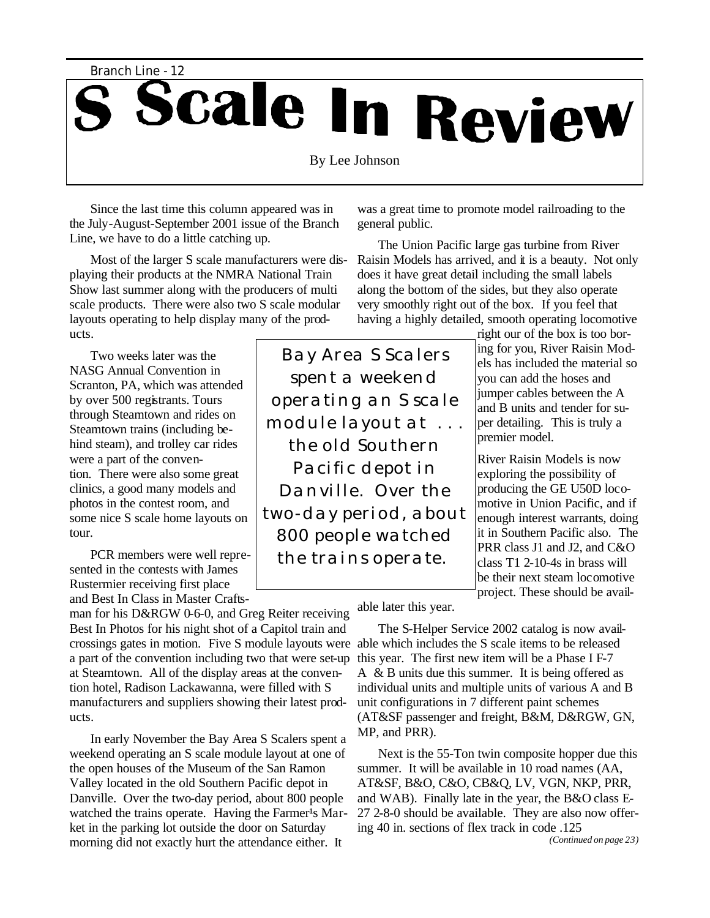# S Scale In Review

By Lee Johnson

Since the last time this column appeared was in the July-August-September 2001 issue of the Branch Line, we have to do a little catching up.

Most of the larger S scale manufacturers were displaying their products at the NMRA National Train Show last summer along with the producers of multi scale products. There were also two S scale modular layouts operating to help display many of the products.

Two weeks later was the NASG Annual Convention in Scranton, PA, which was attended by over 500 registrants. Tours through Steamtown and rides on Steamtown trains (including behind steam), and trolley car rides were a part of the convention. There were also some great clinics, a good many models and photos in the contest room, and some nice S scale home layouts on tour.

PCR members were well represented in the contests with James Rustermier receiving first place and Best In Class in Master Craftsman for his D&RGW 0-6-0, and Greg Reiter receiving Best In Photos for his night shot of a Capitol train and crossings gates in motion. Five S module layouts were a part of the convention including two that were set-up at Steamtown. All of the display areas at the convention hotel, Radison Lackawanna, were filled with S manufacturers and suppliers showing their latest products.

In early November the Bay Area S Scalers spent a weekend operating an S scale module layout at one of the open houses of the Museum of the San Ramon Valley located in the old Southern Pacific depot in Danville. Over the two-day period, about 800 people watched the trains operate. Having the Farmer¹s Market in the parking lot outside the door on Saturday morning did not exactly hurt the attendance either. It was a great time to promote model railroading to the general public.

> Bay Area S Scalers spent a weekend operating an S scale module layout at . . . the old Southern Pacific depot in Danville. Over the two-day period, about 800 people watched the trains operate.

The Union Pacific large gas turbine from River Raisin Models has arrived, and it is a beauty. Not only does it have great detail including the small labels along the bottom of the sides, but they also operate very smoothly right out of the box. If you feel that having a highly detailed, smooth operating locomotive right our of the box is too boring for you, River Raisin Models has included the material so you can add the hoses and jumper cables between the A and B units and tender for super detailing. This is truly a premier model.

River Raisin Models is now exploring the possibility of producing the GE U50D locomotive in Union Pacific, and if enough interest warrants, doing it in Southern Pacific also. The PRR class J1 and J2, and C&O class T1 2-10-4s in brass will be their next steam locomotive project. These should be available later this year.

The S-Helper Service 2002 catalog is now available which includes the S scale items to be released this year. The first new item will be a Phase I F-7 A & B units due this summer. It is being offered as individual units and multiple units of various A and B unit configurations in 7 different paint schemes (AT&SF passenger and freight, B&M, D&RGW, GN, MP, and PRR).

Next is the 55-Ton twin composite hopper due this summer. It will be available in 10 road names (AA, AT&SF, B&O, C&O, CB&Q, LV, VGN, NKP, PRR, and WAB). Finally late in the year, the B&O class E-27 2-8-0 should be available. They are also now offering 40 in. sections of flex track in code .125

*(Continued on page 23)*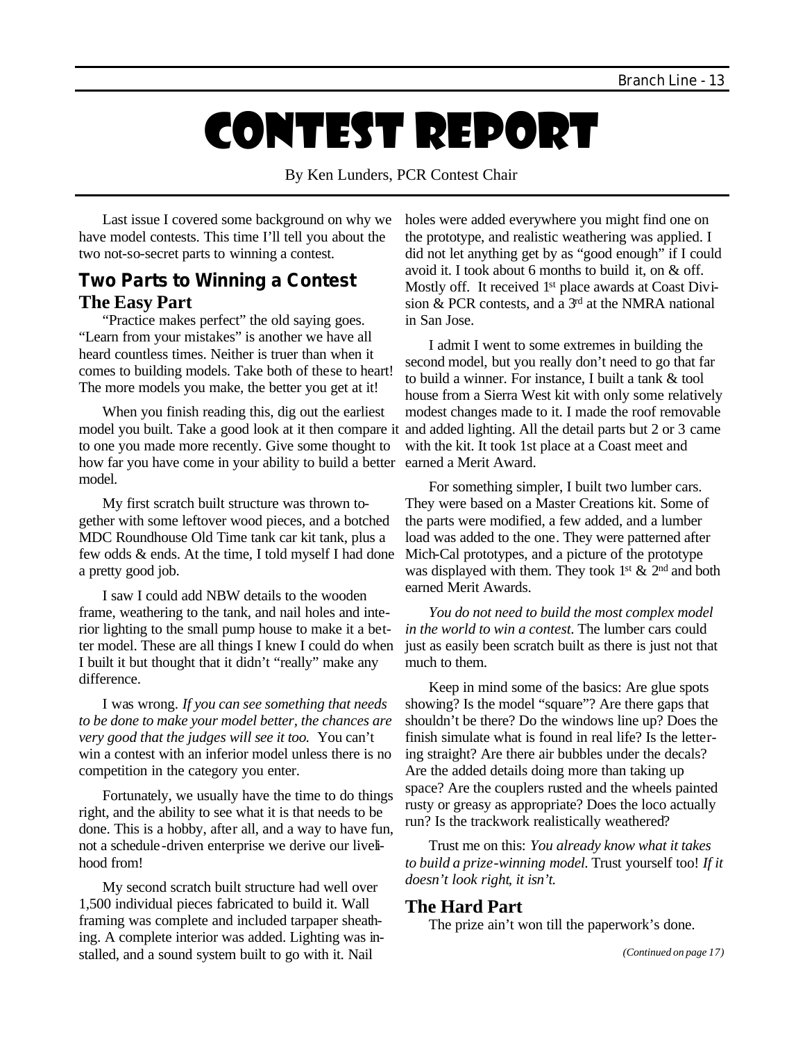# Contest Report

By Ken Lunders, PCR Contest Chair

Last issue I covered some background on why we have model contests. This time I'll tell you about the two not-so-secret parts to winning a contest.

## Two Parts to Winning a Contest

### The Easy Part

"Practice makes perfect" the old saying goes. "Learn from your mistakes" is another we have all heard countless times. Neither is truer than when it comes to building models. Take both of these to heart! The more models you make, the better you get at it!

When you finish reading this, dig out the earliest model you built. Take a good look at it then compare it to one you made more recently. Give some thought to how far you have come in your ability to build a better model.

My first scratch built structure was thrown together with some leftover wood pieces, and a botched MDC Roundhouse Old Time tank car kit tank, plus a few odds & ends. At the time, I told myself I had done a pretty good job.

I saw I could add NBW details to the wooden frame, weathering to the tank, and nail holes and interior lighting to the small pump house to make it a better model. These are all things I knew I could do when I built it but thought that it didn't "really" make any difference.

I was wrong. *If you can see something that needs to be done to make your model better, the chances are very good that the judges will see it too.* You can't win a contest with an inferior model unless there is no competition in the category you enter.

Fortunately, we usually have the time to do things right, and the ability to see what it is that needs to be done. This is a hobby, after all, and a way to have fun, not a schedule-driven enterprise we derive our livelihood from!

My second scratch built structure had well over 1,500 individual pieces fabricated to build it. Wall framing was complete and included tarpaper sheathing. A complete interior was added. Lighting was installed, and a sound system built to go with it. Nail holes were added everywhere you might find one on the prototype, and realistic weathering was applied. I did not let anything get by as "good enough" if I could avoid it. I took about 6 months to build it, on & off. Mostly off. It received 1st place awards at Coast Division & PCR contests, and a 3rd at the NMRA national in San Jose.

I admit I went to some extremes in building the second model, but you really don't need to go that far to build a winner. For instance, I built a tank & tool house from a Sierra West kit with only some relatively modest changes made to it. I made the roof removable and added lighting. All the detail parts but 2 or 3 came with the kit. It took 1st place at a Coast meet and earned a Merit Award.

For something simpler, I built two lumber cars. They were based on a Master Creations kit. Some of the parts were modified, a few added, and a lumber load was added to the one. They were patterned after Mich-Cal prototypes, and a picture of the prototype was displayed with them. They took 1st & 2nd and both earned Merit Awards.

*You do not need to build the most complex model in the world to win a contest.* The lumber cars could just as easily been scratch built as there is just not that much to them.

Keep in mind some of the basics: Are glue spots showing? Is the model "square"? Are there gaps that shouldn't be there? Do the windows line up? Does the finish simulate what is found in real life? Is the lettering straight? Are there air bubbles under the decals? Are the added details doing more than taking up space? Are the couplers rusted and the wheels painted rusty or greasy as appropriate? Does the loco actually run? Is the trackwork realistically weathered?

Trust me on this: *You already know what it takes to build a prize-winning model.* Trust yourself too! *If it doesn't look right, it isn't.*

### The Hard Part

The prize ain't won till the paperwork's done.

*(Continued on page 17)*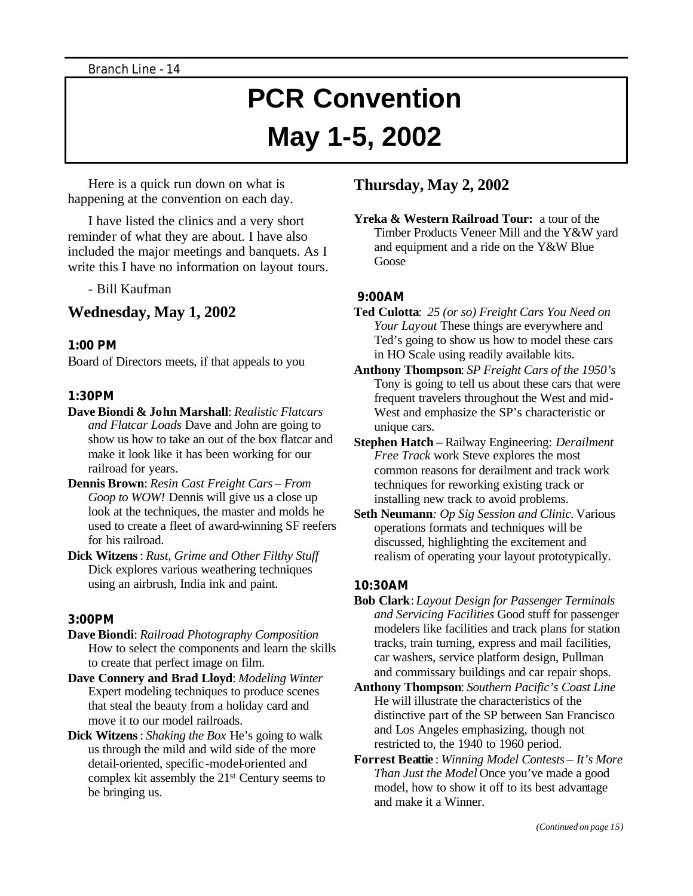# PCR Convention May 1-5, 2002

Here is a quick run down on what is happening at the convention on each day.

I have listed the clinics and a very short reminder of what they are about. I have also included the major meetings and banquets. As I write this I have no information on layout tours.

- Bill Kaufman

## Wednesday, May 1, 2002

### 1:00 PM

Board of Directors meets, if that appeals to you

### 1:30PM

**Dave Biondi & John Marshall**: *Realistic Flatcars and Flatcar Loads* Dave and John are going to show us how to take an out of the box flatcar and make it look like it has been working for our railroad for years.

**Dennis Brown**: *Resin Cast Freight Cars – From Goop to WOW!* Dennis will give us a close up look at the techniques, the master and molds he used to create a fleet of award-winning SF reefers for his railroad.

**Dick Witzens**: *Rust, Grime and Other Filthy Stuff* Dick explores various weathering techniques using an airbrush, India ink and paint.

### 3:00PM

**Dave Biondi**: *Railroad Photography Composition* How to select the components and learn the skills to create that perfect image on film.

**Dave Connery and Brad Lloyd**: *Modeling Winter* Expert modeling techniques to produce scenes that steal the beauty from a holiday card and move it to our model railroads.

**Dick Witzens**: *Shaking the Box* He's going to walk us through the mild and wild side of the more detail-oriented, specific-model-oriented and complex kit assembly the 21st Century seems to be bringing us.

## Thursday, May 2, 2002

**Yreka & Western Railroad Tour:** a tour of the Timber Products Veneer Mill and the Y&W yard and equipment and a ride on the Y&W Blue Goose

### 9:00AM

**Ted Culotta**: *25 (or so) Freight Cars You Need on Your Layout* These things are everywhere and Ted's going to show us how to model these cars in HO Scale using readily available kits.

**Anthony Thompson**: *SP Freight Cars of the 1950's* Tony is going to tell us about these cars that were frequent travelers throughout the West and mid-West and emphasize the SP's characteristic or unique cars.

**Stephen Hatch** – Railway Engineering: *Derailment Free Track* work Steve explores the most common reasons for derailment and track work techniques for reworking existing track or installing new track to avoid problems.

**Seth Neumann**: *Op Sig Session and Clinic.* Various operations formats and techniques will be discussed, highlighting the excitement and realism of operating your layout prototypically.

### 10:30AM

**Bob Clark**: *Layout Design for Passenger Terminals and Servicing Facilities* Good stuff for passenger modelers like facilities and track plans for station tracks, train turning, express and mail facilities, car washers, service platform design, Pullman and commissary buildings and car repair shops.

**Anthony Thompson**: *Southern Pacific's Coast Line* He will illustrate the characteristics of the distinctive part of the SP between San Francisco and Los Angeles emphasizing, though not restricted to, the 1940 to 1960 period.

**Forrest Beattie**: *Winning Model Contests – It's More Than Just the Model* Once you've made a good model, how to show it off to its best advantage and make it a Winner.

*(Continued on page 15)*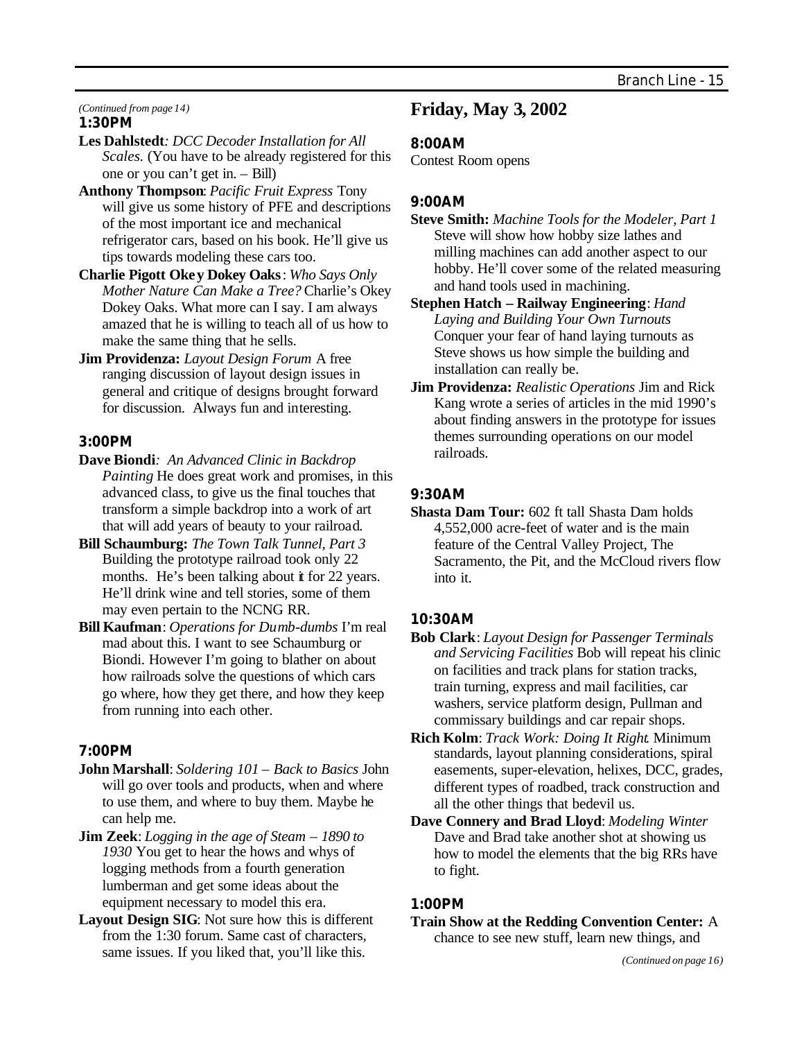*(Continued from page 14)*

### 1:30PM

**Les Dahlstedt**: *DCC Decoder Installation for All Scales.* (You have to be already registered for this one or you can't get in. – Bill)

**Anthony Thompson**: *Pacific Fruit Express* Tony will give us some history of PFE and descriptions of the most important ice and mechanical refrigerator cars, based on his book. He'll give us tips towards modeling these cars too.

**Charlie Pigott Okey Dokey Oaks**: *Who Says Only Mother Nature Can Make a Tree?* Charlie's Okey Dokey Oaks. What more can I say. I am always amazed that he is willing to teach all of us how to make the same thing that he sells.

**Jim Providenza:** *Layout Design Forum* A free ranging discussion of layout design issues in general and critique of designs brought forward for discussion. Always fun and interesting.

### 3:00PM

**Dave Biondi**: *An Advanced Clinic in Backdrop Painting* He does great work and promises, in this advanced class, to give us the final touches that transform a simple backdrop into a work of art that will add years of beauty to your railroad.

**Bill Schaumburg:** *The Town Talk Tunnel, Part 3* Building the prototype railroad took only 22 months. He's been talking about it for 22 years. He'll drink wine and tell stories, some of them may even pertain to the NCNG RR.

**Bill Kaufman**: *Operations for Dumb-dumbs* I'm real mad about this. I want to see Schaumburg or Biondi. However I'm going to blather on about how railroads solve the questions of which cars go where, how they get there, and how they keep from running into each other.

### 7:00PM

**John Marshall**: *Soldering 101 – Back to Basics* John will go over tools and products, when and where to use them, and where to buy them. Maybe he can help me.

**Jim Zeek**: *Logging in the age of Steam – 1890 to 1930* You get to hear the hows and whys of logging methods from a fourth generation lumberman and get some ideas about the equipment necessary to model this era.

**Layout Design SIG**: Not sure how this is different from the 1:30 forum. Same cast of characters, same issues. If you liked that, you'll like this.

## Friday, May 3, 2002

### 8:00AM

Contest Room opens

### 9:00AM

**Steve Smith:** *Machine Tools for the Modeler, Part 1* Steve will show how hobby size lathes and milling machines can add another aspect to our hobby. He'll cover some of the related measuring and hand tools used in machining.

**Stephen Hatch – Railway Engineering**: *Hand Laying and Building Your Own Turnouts* Conquer your fear of hand laying turnouts as Steve shows us how simple the building and installation can really be.

**Jim Providenza:** *Realistic Operations* Jim and Rick Kang wrote a series of articles in the mid 1990's about finding answers in the prototype for issues themes surrounding operations on our model railroads.

### 9:30AM

**Shasta Dam Tour:** 602 ft tall Shasta Dam holds 4,552,000 acre-feet of water and is the main feature of the Central Valley Project, The Sacramento, the Pit, and the McCloud rivers flow into it.

### 10:30AM

**Bob Clark**: *Layout Design for Passenger Terminals and Servicing Facilities* Bob will repeat his clinic on facilities and track plans for station tracks, train turning, express and mail facilities, car washers, service platform design, Pullman and commissary buildings and car repair shops.

**Rich Kolm**: *Track Work: Doing It Right.* Minimum standards, layout planning considerations, spiral easements, super-elevation, helixes, DCC, grades, different types of roadbed, track construction and all the other things that bedevil us.

**Dave Connery and Brad Lloyd**: *Modeling Winter* Dave and Brad take another shot at showing us how to model the elements that the big RRs have to fight.

### 1:00PM

**Train Show at the Redding Convention Center:** A chance to see new stuff, learn new things, and

*(Continued on page 16)*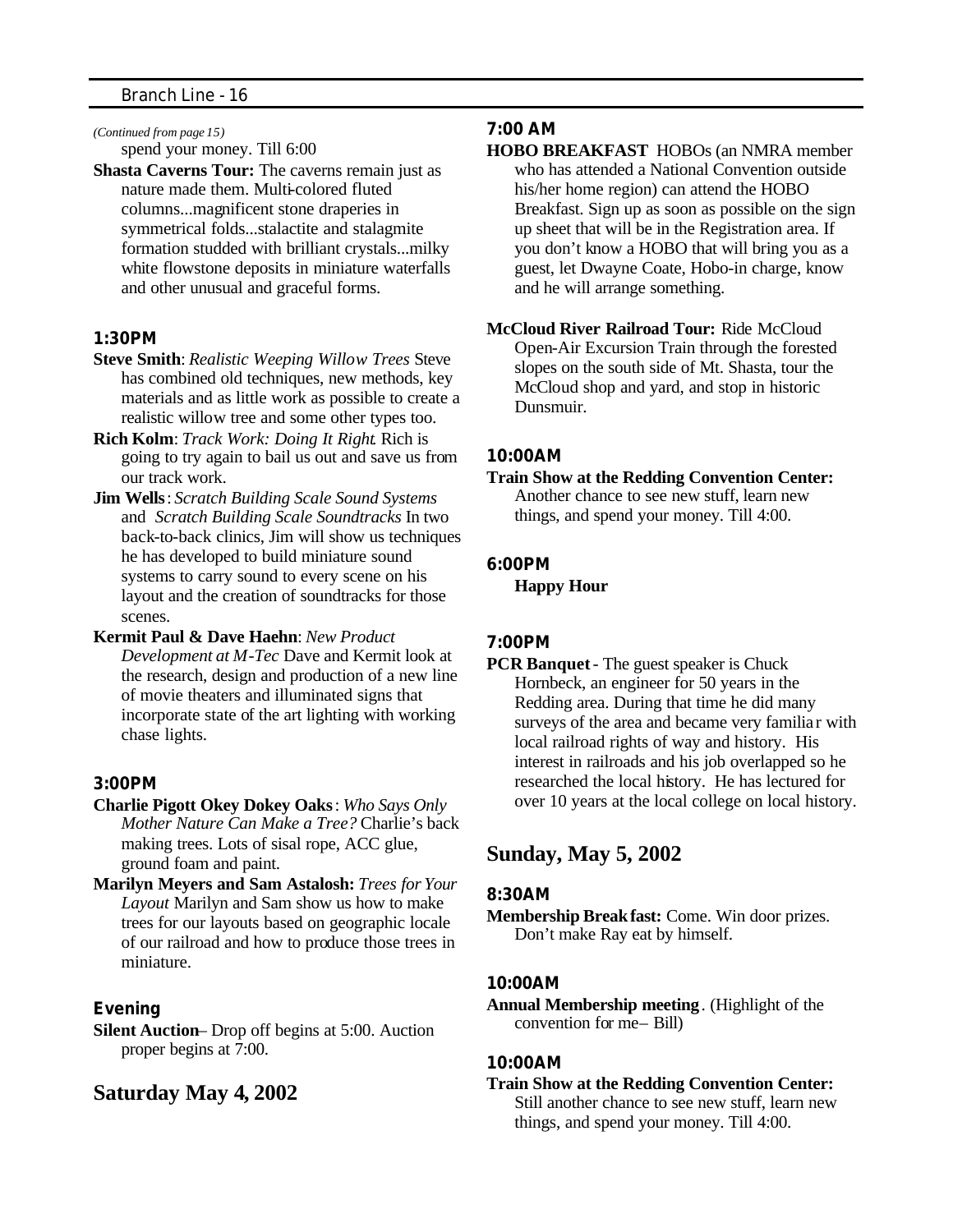*(Continued from page 15)*

spend your money. Till 6:00

**Shasta Caverns Tour:** The caverns remain just as nature made them. Multi-colored fluted columns...magnificent stone draperies in symmetrical folds...stalactite and stalagmite formation studded with brilliant crystals...milky white flowstone deposits in miniature waterfalls and other unusual and graceful forms.

### 1:30PM

**Steve Smith**: *Realistic Weeping Willow Trees* Steve has combined old techniques, new methods, key materials and as little work as possible to create a realistic willow tree and some other types too.

**Rich Kolm**: *Track Work: Doing It Right*. Rich is going to try again to bail us out and save us from our track work.

**Jim Wells**: *Scratch Building Scale Sound Systems* and *Scratch Building Scale Soundtracks* In two back-to-back clinics, Jim will show us techniques he has developed to build miniature sound systems to carry sound to every scene on his layout and the creation of soundtracks for those scenes.

**Kermit Paul & Dave Haehn**: *New Product Development at M-Tec* Dave and Kermit look at the research, design and production of a new line of movie theaters and illuminated signs that incorporate state of the art lighting with working chase lights.

### 3:00PM

**Charlie Pigott Okey Dokey Oaks**: *Who Says Only Mother Nature Can Make a Tree?* Charlie's back making trees. Lots of sisal rope, ACC glue, ground foam and paint.

**Marilyn Meyers and Sam Astalosh:** *Trees for Your Layout* Marilyn and Sam show us how to make trees for our layouts based on geographic locale of our railroad and how to produce those trees in miniature.

### Evening

**Silent Auction**– Drop off begins at 5:00. Auction proper begins at 7:00.

## Saturday May 4, 2002

### 7:00 AM

**HOBO BREAKFAST** HOBOs (an NMRA member who has attended a National Convention outside his/her home region) can attend the HOBO Breakfast. Sign up as soon as possible on the sign up sheet that will be in the Registration area. If you don't know a HOBO that will bring you as a guest, let Dwayne Coate, Hobo-in charge, know and he will arrange something.

**McCloud River Railroad Tour:** Ride McCloud Open-Air Excursion Train through the forested slopes on the south side of Mt. Shasta, tour the McCloud shop and yard, and stop in historic Dunsmuir.

### 10:00AM

**Train Show at the Redding Convention Center:** Another chance to see new stuff, learn new things, and spend your money. Till 4:00.

### 6:00PM

**Happy Hour**

### 7:00PM

**PCR Banquet** - The guest speaker is Chuck Hornbeck, an engineer for 50 years in the Redding area. During that time he did many surveys of the area and became very familiar with local railroad rights of way and history. His interest in railroads and his job overlapped so he researched the local history. He has lectured for over 10 years at the local college on local history.

## Sunday, May 5, 2002

### 8:30AM

**Membership Breakfast:** Come. Win door prizes. Don't make Ray eat by himself.

### 10:00AM

**Annual Membership meeting**. (Highlight of the convention for me– Bill)

### 10:00AM

**Train Show at the Redding Convention Center:** Still another chance to see new stuff, learn new things, and spend your money. Till 4:00.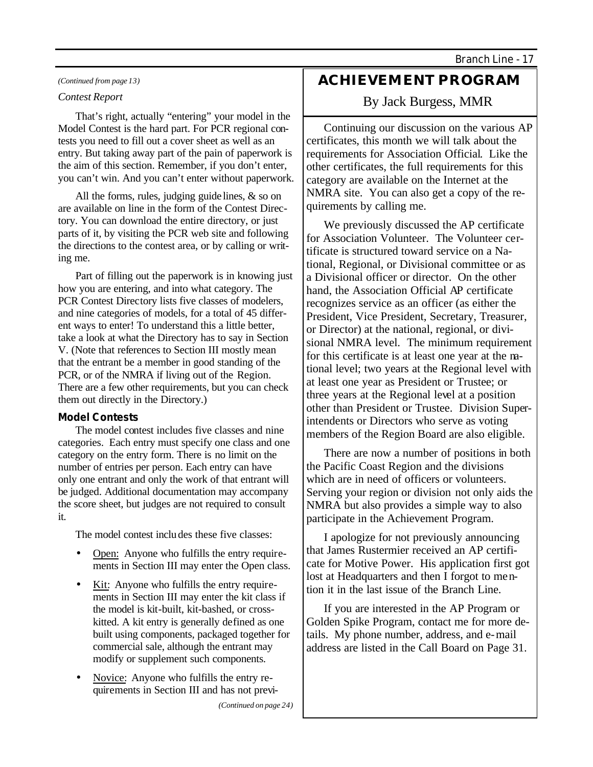*(Continued from page 13)*

*Contest Report*

That's right, actually "entering" your model in the Model Contest is the hard part. For PCR regional contests you need to fill out a cover sheet as well as an entry. But taking away part of the pain of paperwork is the aim of this section. Remember, if you don't enter, you can't win. And you can't enter without paperwork.

All the forms, rules, judging guidelines, & so on are available on line in the form of the Contest Directory. You can download the entire directory, or just parts of it, by visiting the PCR web site and following the directions to the contest area, or by calling or writing me.

Part of filling out the paperwork is in knowing just how you are entering, and into what category. The PCR Contest Directory lists five classes of modelers, and nine categories of models, for a total of 45 different ways to enter! To understand this a little better, take a look at what the Directory has to say in Section V. (Note that references to Section III mostly mean that the entrant be a member in good standing of the PCR, or of the NMRA if living out of the Region. There are a few other requirements, but you can check them out directly in the Directory.)

### Model Contests

The model contest includes five classes and nine categories. Each entry must specify one class and one category on the entry form. There is no limit on the number of entries per person. Each entry can have only one entrant and only the work of that entrant will be judged. Additional documentation may accompany the score sheet, but judges are not required to consult it.

The model contest includes these five classes:

- Open: Anyone who fulfills the entry requirements in Section III may enter the Open class.
- Kit: Anyone who fulfills the entry requirements in Section III may enter the kit class if the model is kit-built, kit-bashed, or cross-kitted. A kit entry is generally defined as one built using components, packaged together for commercial sale, although the entrant may modify or supplement such components.
- Novice: Anyone who fulfills the entry requirements in Section III and has not previ-

*(Continued on page 24)*

## ACHIEVEMENT PROGRAM

By Jack Burgess, MMR

Continuing our discussion on the various AP certificates, this month we will talk about the requirements for Association Official. Like the other certificates, the full requirements for this category are available on the Internet at the NMRA site. You can also get a copy of the requirements by calling me.

We previously discussed the AP certificate for Association Volunteer. The Volunteer certificate is structured toward service on a National, Regional, or Divisional committee or as a Divisional officer or director. On the other hand, the Association Official AP certificate recognizes service as an officer (as either the President, Vice President, Secretary, Treasurer, or Director) at the national, regional, or divisional NMRA level. The minimum requirement for this certificate is at least one year at the national level; two years at the Regional level with at least one year as President or Trustee; or three years at the Regional level at a position other than President or Trustee. Division Superintendents or Directors who serve as voting members of the Region Board are also eligible.

There are now a number of positions in both the Pacific Coast Region and the divisions which are in need of officers or volunteers. Serving your region or division not only aids the NMRA but also provides a simple way to also participate in the Achievement Program.

I apologize for not previously announcing that James Rustermier received an AP certificate for Motive Power. His application first got lost at Headquarters and then I forgot to mention it in the last issue of the Branch Line.

If you are interested in the AP Program or Golden Spike Program, contact me for more details. My phone number, address, and e-mail address are listed in the Call Board on Page 31.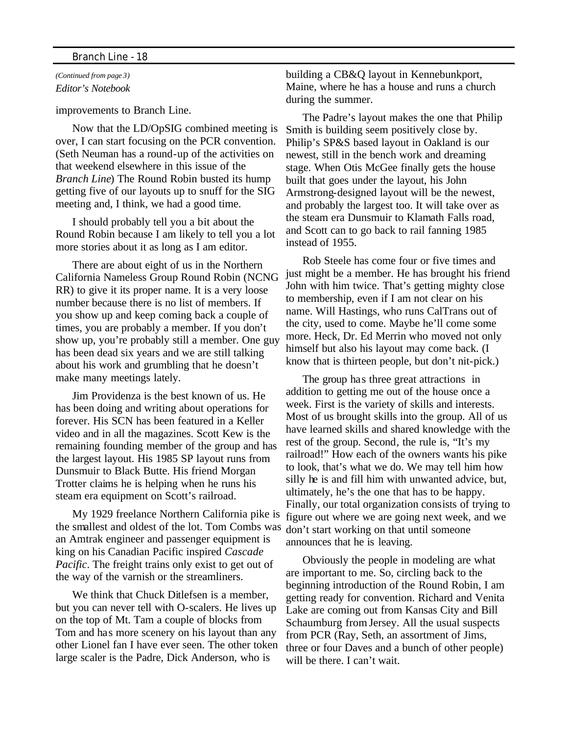*(Continued from page 3)*
*Editor's Notebook*

improvements to Branch Line.

Now that the LD/OpSIG combined meeting is over, I can start focusing on the PCR convention. (Seth Neuman has a round-up of the activities on that weekend elsewhere in this issue of the *Branch Line*) The Round Robin busted its hump getting five of our layouts up to snuff for the SIG meeting and, I think, we had a good time.

I should probably tell you a bit about the Round Robin because I am likely to tell you a lot more stories about it as long as I am editor.

There are about eight of us in the Northern California Nameless Group Round Robin (NCNG RR) to give it its proper name. It is a very loose number because there is no list of members. If you show up and keep coming back a couple of times, you are probably a member. If you don't show up, you're probably still a member. One guy has been dead six years and we are still talking about his work and grumbling that he doesn't make many meetings lately.

Jim Providenza is the best known of us. He has been doing and writing about operations for forever. His SCN has been featured in a Keller video and in all the magazines. Scott Kew is the remaining founding member of the group and has the largest layout. His 1985 SP layout runs from Dunsmuir to Black Butte. His friend Morgan Trotter claims he is helping when he runs his steam era equipment on Scott's railroad.

My 1929 freelance Northern California pike is the smallest and oldest of the lot. Tom Combs was an Amtrak engineer and passenger equipment is king on his Canadian Pacific inspired *Cascade Pacific*. The freight trains only exist to get out of the way of the varnish or the streamliners.

We think that Chuck Ditlefsen is a member, but you can never tell with O-scalers. He lives up on the top of Mt. Tam a couple of blocks from Tom and has more scenery on his layout than any other Lionel fan I have ever seen. The other token large scaler is the Padre, Dick Anderson, who is building a CB&Q layout in Kennebunkport, Maine, where he has a house and runs a church during the summer.

The Padre's layout makes the one that Philip Smith is building seem positively close by. Philip's SP&S based layout in Oakland is our newest, still in the bench work and dreaming stage. When Otis McGee finally gets the house built that goes under the layout, his John Armstrong-designed layout will be the newest, and probably the largest too. It will take over as the steam era Dunsmuir to Klamath Falls road, and Scott can to go back to rail fanning 1985 instead of 1955.

Rob Steele has come four or five times and just might be a member. He has brought his friend John with him twice. That's getting mighty close to membership, even if I am not clear on his name. Will Hastings, who runs CalTrans out of the city, used to come. Maybe he'll come some more. Heck, Dr. Ed Merrin who moved not only himself but also his layout may come back. (I know that is thirteen people, but don't nit-pick.)

The group has three great attractions in addition to getting me out of the house once a week. First is the variety of skills and interests. Most of us brought skills into the group. All of us have learned skills and shared knowledge with the rest of the group. Second, the rule is, "It's my railroad!" How each of the owners wants his pike to look, that's what we do. We may tell him how silly he is and fill him with unwanted advice, but, ultimately, he's the one that has to be happy. Finally, our total organization consists of trying to figure out where we are going next week, and we don't start working on that until someone announces that he is leaving.

Obviously the people in modeling are what are important to me. So, circling back to the beginning introduction of the Round Robin, I am getting ready for convention. Richard and Venita Lake are coming out from Kansas City and Bill Schaumburg from Jersey. All the usual suspects from PCR (Ray, Seth, an assortment of Jims, three or four Daves and a bunch of other people) will be there. I can't wait.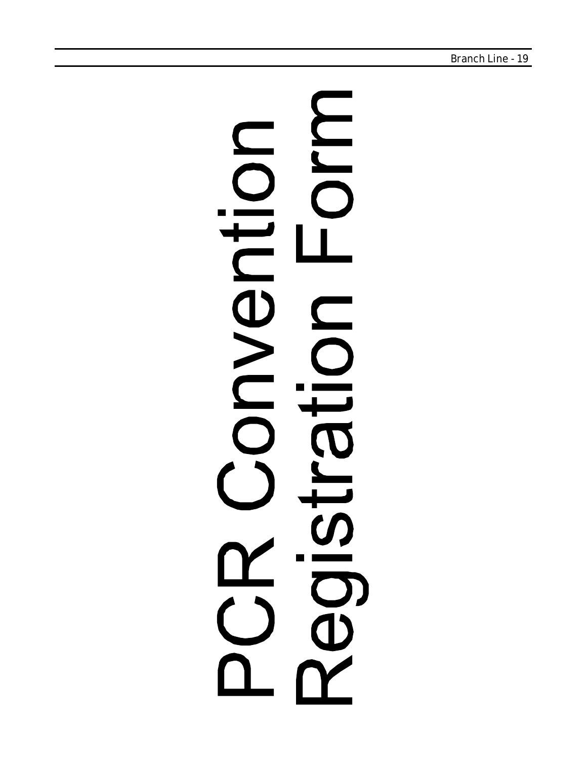# PCR Convention Registration Form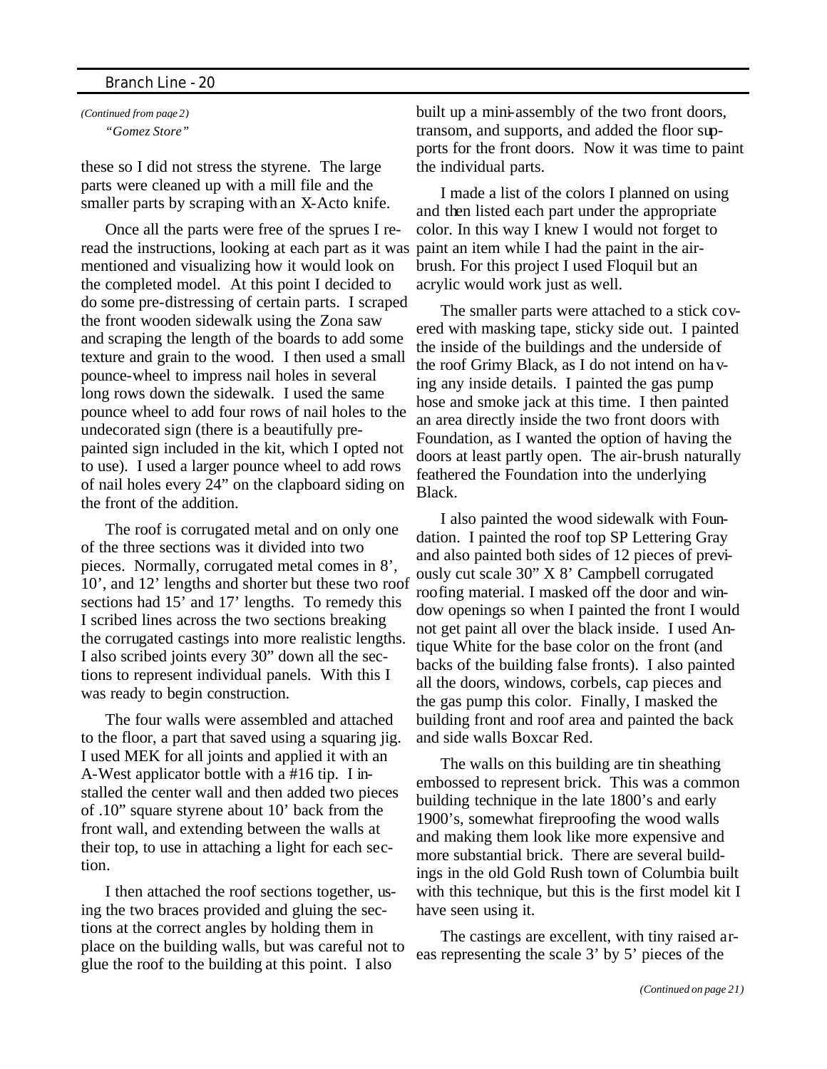*(Continued from page 2)*

*"Gomez Store"*

these so I did not stress the styrene. The large parts were cleaned up with a mill file and the smaller parts by scraping with an X-Acto knife.

Once all the parts were free of the sprues I re-read the instructions, looking at each part as it was mentioned and visualizing how it would look on the completed model. At this point I decided to do some pre-distressing of certain parts. I scraped the front wooden sidewalk using the Zona saw and scraping the length of the boards to add some texture and grain to the wood. I then used a small pounce-wheel to impress nail holes in several long rows down the sidewalk. I used the same pounce wheel to add four rows of nail holes to the undecorated sign (there is a beautifully pre-painted sign included in the kit, which I opted not to use). I used a larger pounce wheel to add rows of nail holes every 24" on the clapboard siding on the front of the addition.

The roof is corrugated metal and on only one of the three sections was it divided into two pieces. Normally, corrugated metal comes in 8', 10', and 12' lengths and shorter but these two roof sections had 15' and 17' lengths. To remedy this I scribed lines across the two sections breaking the corrugated castings into more realistic lengths. I also scribed joints every 30" down all the sections to represent individual panels. With this I was ready to begin construction.

The four walls were assembled and attached to the floor, a part that saved using a squaring jig. I used MEK for all joints and applied it with an A-West applicator bottle with a #16 tip. I installed the center wall and then added two pieces of .10" square styrene about 10' back from the front wall, and extending between the walls at their top, to use in attaching a light for each section.

I then attached the roof sections together, using the two braces provided and gluing the sections at the correct angles by holding them in place on the building walls, but was careful not to glue the roof to the building at this point. I also built up a mini-assembly of the two front doors, transom, and supports, and added the floor supports for the front doors. Now it was time to paint the individual parts.

I made a list of the colors I planned on using and then listed each part under the appropriate color. In this way I knew I would not forget to paint an item while I had the paint in the airbrush. For this project I used Floquil but an acrylic would work just as well.

The smaller parts were attached to a stick covered with masking tape, sticky side out. I painted the inside of the buildings and the underside of the roof Grimy Black, as I do not intend on having any inside details. I painted the gas pump hose and smoke jack at this time. I then painted an area directly inside the two front doors with Foundation, as I wanted the option of having the doors at least partly open. The air-brush naturally feathered the Foundation into the underlying Black.

I also painted the wood sidewalk with Foundation. I painted the roof top SP Lettering Gray and also painted both sides of 12 pieces of previously cut scale 30" X 8' Campbell corrugated roofing material. I masked off the door and window openings so when I painted the front I would not get paint all over the black inside. I used Antique White for the base color on the front (and backs of the building false fronts). I also painted all the doors, windows, corbels, cap pieces and the gas pump this color. Finally, I masked the building front and roof area and painted the back and side walls Boxcar Red.

The walls on this building are tin sheathing embossed to represent brick. This was a common building technique in the late 1800's and early 1900's, somewhat fireproofing the wood walls and making them look like more expensive and more substantial brick. There are several buildings in the old Gold Rush town of Columbia built with this technique, but this is the first model kit I have seen using it.

The castings are excellent, with tiny raised areas representing the scale 3' by 5' pieces of the

*(Continued on page 21)*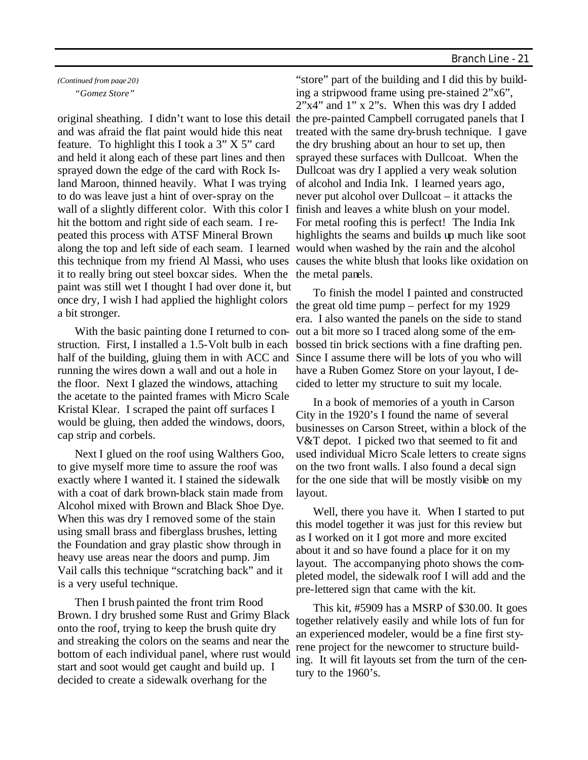*(Continued from page 20)*

*"Gomez Store"*

original sheathing. I didn't want to lose this detail and was afraid the flat paint would hide this neat feature. To highlight this I took a 3" X 5" card and held it along each of these part lines and then sprayed down the edge of the card with Rock Island Maroon, thinned heavily. What I was trying to do was leave just a hint of over-spray on the wall of a slightly different color. With this color I hit the bottom and right side of each seam. I repeated this process with ATSF Mineral Brown along the top and left side of each seam. I learned this technique from my friend Al Massi, who uses it to really bring out steel boxcar sides. When the paint was still wet I thought I had over done it, but once dry, I wish I had applied the highlight colors a bit stronger.

With the basic painting done I returned to construction. First, I installed a 1.5-Volt bulb in each half of the building, gluing them in with ACC and running the wires down a wall and out a hole in the floor. Next I glazed the windows, attaching the acetate to the painted frames with Micro Scale Kristal Klear. I scraped the paint off surfaces I would be gluing, then added the windows, doors, cap strip and corbels.

Next I glued on the roof using Walthers Goo, to give myself more time to assure the roof was exactly where I wanted it. I stained the sidewalk with a coat of dark brown-black stain made from Alcohol mixed with Brown and Black Shoe Dye. When this was dry I removed some of the stain using small brass and fiberglass brushes, letting the Foundation and gray plastic show through in heavy use areas near the doors and pump. Jim Vail calls this technique "scratching back" and it is a very useful technique.

Then I brush painted the front trim Rood Brown. I dry brushed some Rust and Grimy Black onto the roof, trying to keep the brush quite dry and streaking the colors on the seams and near the bottom of each individual panel, where rust would start and soot would get caught and build up. I decided to create a sidewalk overhang for the "store" part of the building and I did this by building a stripwood frame using pre-stained 2"x6", 2"x4" and 1" x 2"s. When this was dry I added the pre-painted Campbell corrugated panels that I treated with the same dry-brush technique. I gave the dry brushing about an hour to set up, then sprayed these surfaces with Dullcoat. When the Dullcoat was dry I applied a very weak solution of alcohol and India Ink. I learned years ago, never put alcohol over Dullcoat – it attacks the finish and leaves a white blush on your model. For metal roofing this is perfect! The India Ink highlights the seams and builds up much like soot would when washed by the rain and the alcohol causes the white blush that looks like oxidation on the metal panels.

To finish the model I painted and constructed the great old time pump – perfect for my 1929 era. I also wanted the panels on the side to stand out a bit more so I traced along some of the embossed tin brick sections with a fine drafting pen. Since I assume there will be lots of you who will have a Ruben Gomez Store on your layout, I decided to letter my structure to suit my locale.

In a book of memories of a youth in Carson City in the 1920's I found the name of several businesses on Carson Street, within a block of the V&T depot. I picked two that seemed to fit and used individual Micro Scale letters to create signs on the two front walls. I also found a decal sign for the one side that will be mostly visible on my layout.

Well, there you have it. When I started to put this model together it was just for this review but as I worked on it I got more and more excited about it and so have found a place for it on my layout. The accompanying photo shows the completed model, the sidewalk roof I will add and the pre-lettered sign that came with the kit.

This kit, #5909 has a MSRP of $30.00. It goes together relatively easily and while lots of fun for an experienced modeler, would be a fine first styrene project for the newcomer to structure building. It will fit layouts set from the turn of the century to the 1960's.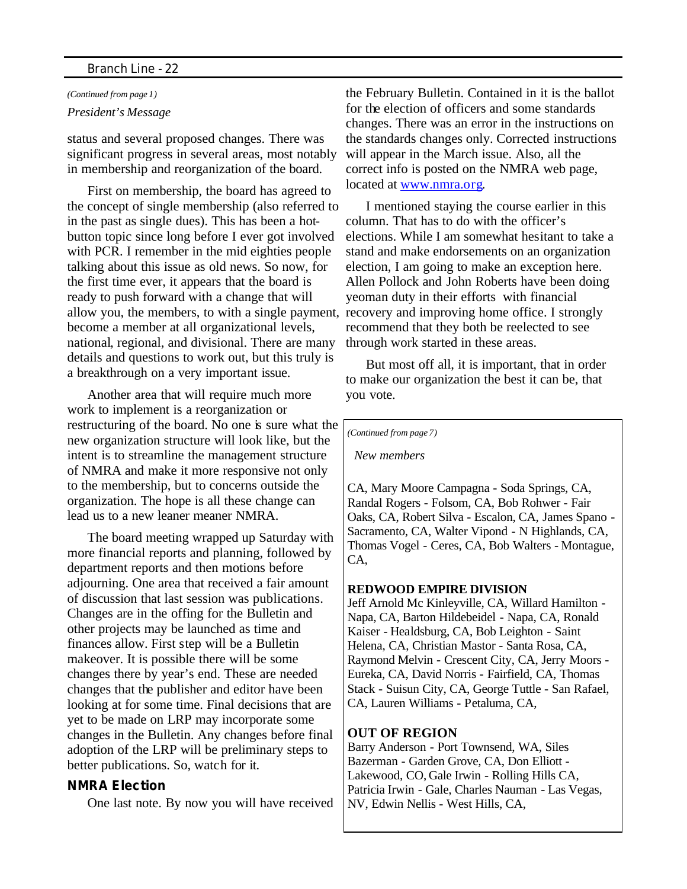*(Continued from page 1)*

*President's Message*

status and several proposed changes. There was significant progress in several areas, most notably in membership and reorganization of the board.

First on membership, the board has agreed to the concept of single membership (also referred to in the past as single dues). This has been a hot-button topic since long before I ever got involved with PCR. I remember in the mid eighties people talking about this issue as old news. So now, for the first time ever, it appears that the board is ready to push forward with a change that will allow you, the members, to with a single payment, become a member at all organizational levels, national, regional, and divisional. There are many details and questions to work out, but this truly is a breakthrough on a very important issue.

Another area that will require much more work to implement is a reorganization or restructuring of the board. No one is sure what the new organization structure will look like, but the intent is to streamline the management structure of NMRA and make it more responsive not only to the membership, but to concerns outside the organization. The hope is all these change can lead us to a new leaner meaner NMRA.

The board meeting wrapped up Saturday with more financial reports and planning, followed by department reports and then motions before adjourning. One area that received a fair amount of discussion that last session was publications. Changes are in the offing for the Bulletin and other projects may be launched as time and finances allow. First step will be a Bulletin makeover. It is possible there will be some changes there by year's end. These are needed changes that the publisher and editor have been looking at for some time. Final decisions that are yet to be made on LRP may incorporate some changes in the Bulletin. Any changes before final adoption of the LRP will be preliminary steps to better publications. So, watch for it.

## NMRA Election

One last note. By now you will have received the February Bulletin. Contained in it is the ballot for the election of officers and some standards changes. There was an error in the instructions on the standards changes only. Corrected instructions will appear in the March issue. Also, all the correct info is posted on the NMRA web page, located at www.nmra.org.

I mentioned staying the course earlier in this column. That has to do with the officer's elections. While I am somewhat hesitant to take a stand and make endorsements on an organization election, I am going to make an exception here. Allen Pollock and John Roberts have been doing yeoman duty in their efforts with financial recovery and improving home office. I strongly recommend that they both be reelected to see through work started in these areas.

But most off all, it is important, that in order to make our organization the best it can be, that you vote.

---

*(Continued from page 7)*

*New members*

CA, Mary Moore Campagna - Soda Springs, CA, Randal Rogers - Folsom, CA, Bob Rohwer - Fair Oaks, CA, Robert Silva - Escalon, CA, James Spano - Sacramento, CA, Walter Vipond - N Highlands, CA, Thomas Vogel - Ceres, CA, Bob Walters - Montague, CA,

**REDWOOD EMPIRE DIVISION**

Jeff Arnold Mc Kinleyville, CA, Willard Hamilton - Napa, CA, Barton Hildebeidel - Napa, CA, Ronald Kaiser - Healdsburg, CA, Bob Leighton - Saint Helena, CA, Christian Mastor - Santa Rosa, CA, Raymond Melvin - Crescent City, CA, Jerry Moors - Eureka, CA, David Norris - Fairfield, CA, Thomas Stack - Suisun City, CA, George Tuttle - San Rafael, CA, Lauren Williams - Petaluma, CA,

**OUT OF REGION**

Barry Anderson - Port Townsend, WA, Siles Bazerman - Garden Grove, CA, Don Elliott - Lakewood, CO, Gale Irwin - Rolling Hills CA, Patricia Irwin - Gale, Charles Nauman - Las Vegas, NV, Edwin Nellis - West Hills, CA,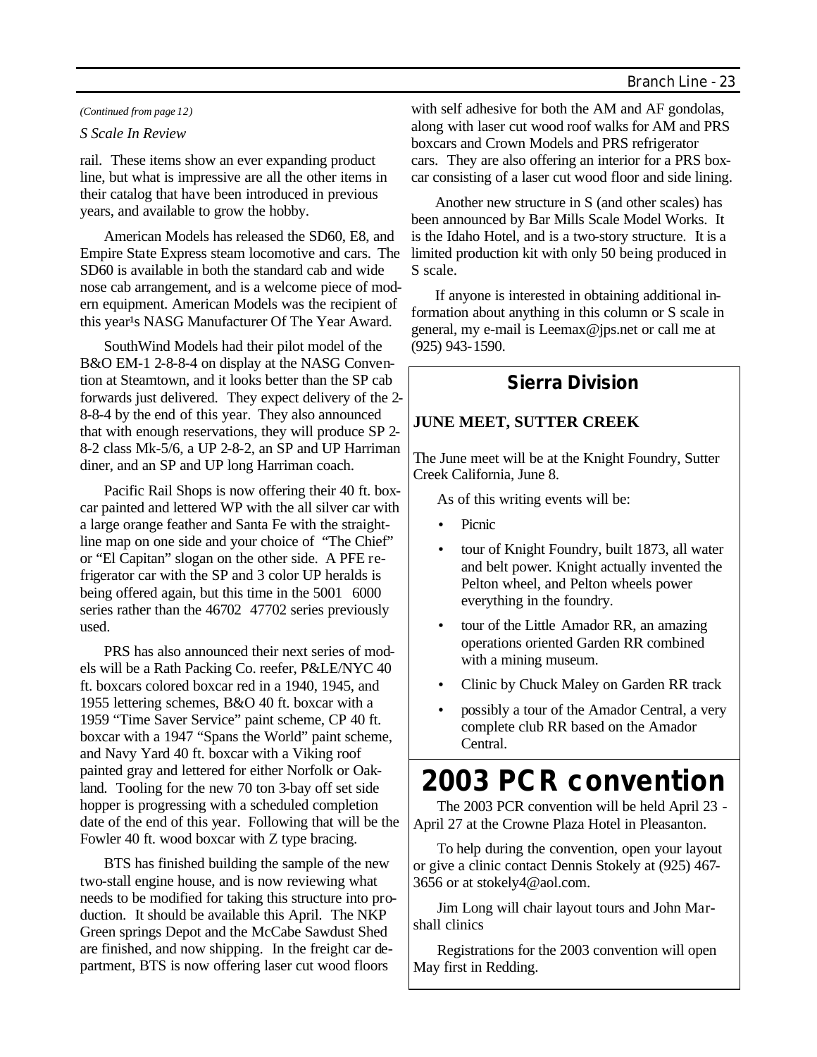*(Continued from page 12)*

*S Scale In Review*

rail. These items show an ever expanding product line, but what is impressive are all the other items in their catalog that have been introduced in previous years, and available to grow the hobby.

American Models has released the SD60, E8, and Empire State Express steam locomotive and cars. The SD60 is available in both the standard cab and wide nose cab arrangement, and is a welcome piece of modern equipment. American Models was the recipient of this year¹s NASG Manufacturer Of The Year Award.

SouthWind Models had their pilot model of the B&O EM-1 2-8-8-4 on display at the NASG Convention at Steamtown, and it looks better than the SP cab forwards just delivered. They expect delivery of the 2-8-8-4 by the end of this year. They also announced that with enough reservations, they will produce SP 2-8-2 class Mk-5/6, a UP 2-8-2, an SP and UP Harriman diner, and an SP and UP long Harriman coach.

Pacific Rail Shops is now offering their 40 ft. boxcar painted and lettered WP with the all silver car with a large orange feather and Santa Fe with the straight-line map on one side and your choice of "The Chief" or "El Capitan" slogan on the other side. A PFE refrigerator car with the SP and 3 color UP heralds is being offered again, but this time in the 5001 6000 series rather than the 46702 47702 series previously used.

PRS has also announced their next series of models will be a Rath Packing Co. reefer, P&LE/NYC 40 ft. boxcars colored boxcar red in a 1940, 1945, and 1955 lettering schemes, B&O 40 ft. boxcar with a 1959 "Time Saver Service" paint scheme, CP 40 ft. boxcar with a 1947 "Spans the World" paint scheme, and Navy Yard 40 ft. boxcar with a Viking roof painted gray and lettered for either Norfolk or Oakland. Tooling for the new 70 ton 3-bay off set side hopper is progressing with a scheduled completion date of the end of this year. Following that will be the Fowler 40 ft. wood boxcar with Z type bracing.

BTS has finished building the sample of the new two-stall engine house, and is now reviewing what needs to be modified for taking this structure into production. It should be available this April. The NKP Green springs Depot and the McCabe Sawdust Shed are finished, and now shipping. In the freight car department, BTS is now offering laser cut wood floors with self adhesive for both the AM and AF gondolas, along with laser cut wood roof walks for AM and PRS boxcars and Crown Models and PRS refrigerator cars. They are also offering an interior for a PRS boxcar consisting of a laser cut wood floor and side lining.

Another new structure in S (and other scales) has been announced by Bar Mills Scale Model Works. It is the Idaho Hotel, and is a two-story structure. It is a limited production kit with only 50 being produced in S scale.

If anyone is interested in obtaining additional information about anything in this column or S scale in general, my e-mail is Leemax@jps.net or call me at (925) 943-1590.

## Sierra Division

### JUNE MEET, SUTTER CREEK

The June meet will be at the Knight Foundry, Sutter Creek California, June 8.

As of this writing events will be:

- Picnic
- tour of Knight Foundry, built 1873, all water and belt power. Knight actually invented the Pelton wheel, and Pelton wheels power everything in the foundry.
- tour of the Little Amador RR, an amazing operations oriented Garden RR combined with a mining museum.
- Clinic by Chuck Maley on Garden RR track
- possibly a tour of the Amador Central, a very complete club RR based on the Amador Central.

# 2003 PCR convention

The 2003 PCR convention will be held April 23 - April 27 at the Crowne Plaza Hotel in Pleasanton.

To help during the convention, open your layout or give a clinic contact Dennis Stokely at (925) 467-3656 or at stokely4@aol.com.

Jim Long will chair layout tours and John Marshall clinics

Registrations for the 2003 convention will open May first in Redding.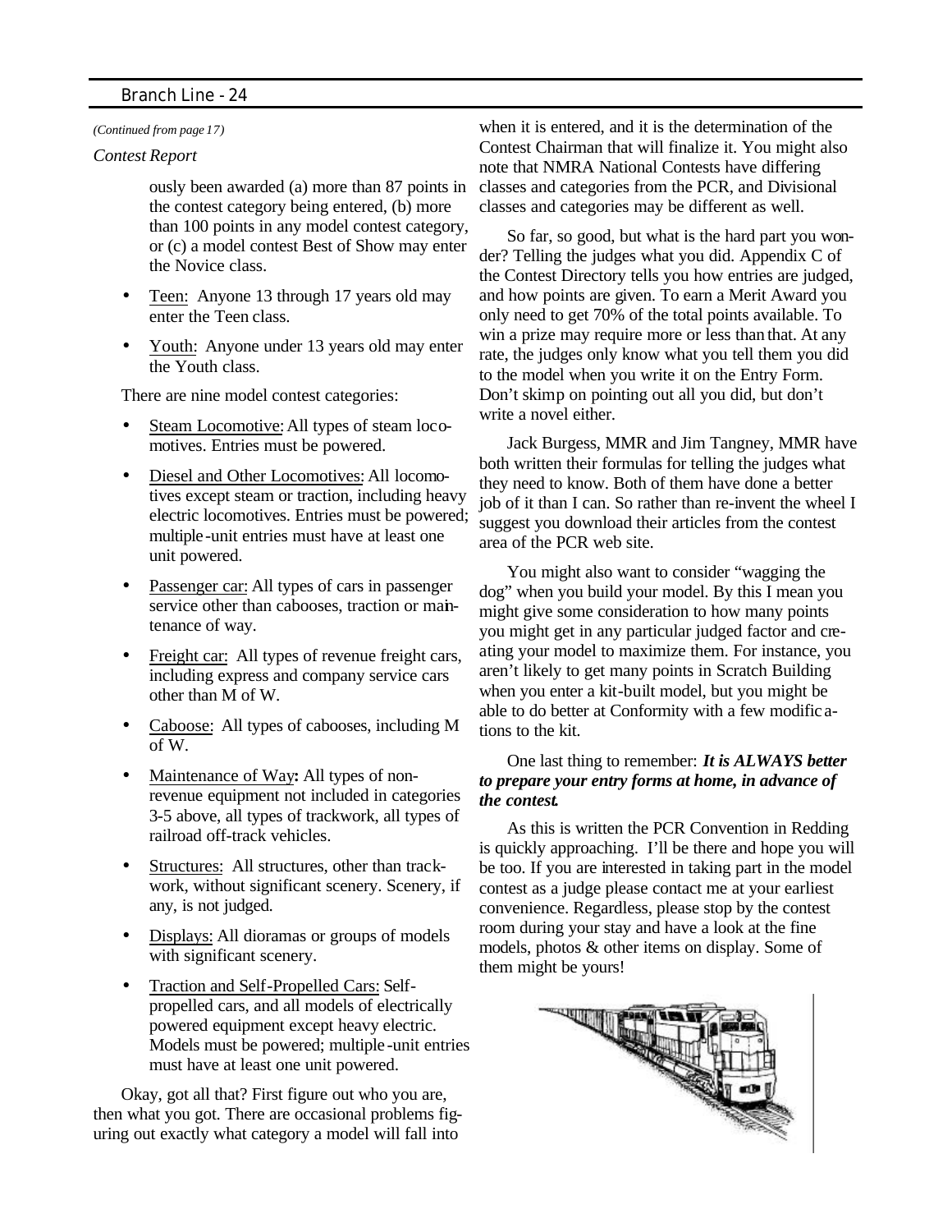*(Continued from page 17)*

*Contest Report*

ously been awarded (a) more than 87 points in the contest category being entered, (b) more than 100 points in any model contest category, or (c) a model contest Best of Show may enter the Novice class.

- Teen: Anyone 13 through 17 years old may enter the Teen class.
- Youth: Anyone under 13 years old may enter the Youth class.

There are nine model contest categories:

- Steam Locomotive: All types of steam locomotives. Entries must be powered.
- Diesel and Other Locomotives: All locomotives except steam or traction, including heavy electric locomotives. Entries must be powered; multiple-unit entries must have at least one unit powered.
- Passenger car: All types of cars in passenger service other than cabooses, traction or maintenance of way.
- Freight car: All types of revenue freight cars, including express and company service cars other than M of W.
- Caboose: All types of cabooses, including M of W.
- Maintenance of Way**:** All types of non-revenue equipment not included in categories 3-5 above, all types of trackwork, all types of railroad off-track vehicles.
- Structures: All structures, other than trackwork, without significant scenery. Scenery, if any, is not judged.
- Displays: All dioramas or groups of models with significant scenery.
- Traction and Self-Propelled Cars: Self-propelled cars, and all models of electrically powered equipment except heavy electric. Models must be powered; multiple-unit entries must have at least one unit powered.

Okay, got all that? First figure out who you are, then what you got. There are occasional problems figuring out exactly what category a model will fall into when it is entered, and it is the determination of the Contest Chairman that will finalize it. You might also note that NMRA National Contests have differing classes and categories from the PCR, and Divisional classes and categories may be different as well.

So far, so good, but what is the hard part you wonder? Telling the judges what you did. Appendix C of the Contest Directory tells you how entries are judged, and how points are given. To earn a Merit Award you only need to get 70% of the total points available. To win a prize may require more or less than that. At any rate, the judges only know what you tell them you did to the model when you write it on the Entry Form. Don't skimp on pointing out all you did, but don't write a novel either.

Jack Burgess, MMR and Jim Tangney, MMR have both written their formulas for telling the judges what they need to know. Both of them have done a better job of it than I can. So rather than re-invent the wheel I suggest you download their articles from the contest area of the PCR web site.

You might also want to consider "wagging the dog" when you build your model. By this I mean you might give some consideration to how many points you might get in any particular judged factor and creating your model to maximize them. For instance, you aren't likely to get many points in Scratch Building when you enter a kit-built model, but you might be able to do better at Conformity with a few modifications to the kit.

One last thing to remember: ***It is ALWAYS better to prepare your entry forms at home, in advance of the contest.***

As this is written the PCR Convention in Redding is quickly approaching. I'll be there and hope you will be too. If you are interested in taking part in the model contest as a judge please contact me at your earliest convenience. Regardless, please stop by the contest room during your stay and have a look at the fine models, photos & other items on display. Some of them might be yours!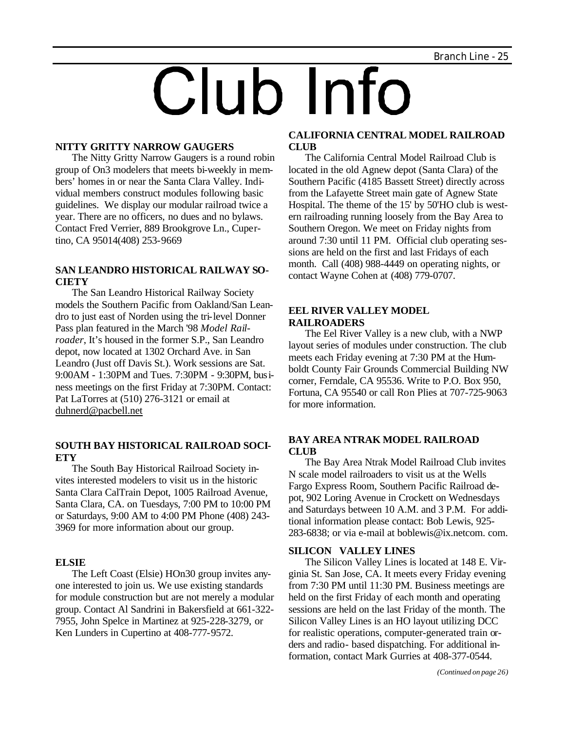# Club Info

### NITTY GRITTY NARROW GAUGERS

The Nitty Gritty Narrow Gaugers is a round robin group of On3 modelers that meets bi-weekly in members' homes in or near the Santa Clara Valley. Individual members construct modules following basic guidelines. We display our modular railroad twice a year. There are no officers, no dues and no bylaws. Contact Fred Verrier, 889 Brookgrove Ln., Cupertino, CA 95014(408) 253-9669

### SAN LEANDRO HISTORICAL RAILWAY SOCIETY

The San Leandro Historical Railway Society models the Southern Pacific from Oakland/San Leandro to just east of Norden using the tri-level Donner Pass plan featured in the March '98 *Model Railroader*, It's housed in the former S.P., San Leandro depot, now located at 1302 Orchard Ave. in San Leandro (Just off Davis St.). Work sessions are Sat. 9:00AM - 1:30PM and Tues. 7:30PM - 9:30PM, business meetings on the first Friday at 7:30PM. Contact: Pat LaTorres at (510) 276-3121 or email at duhnerd@pacbell.net

### SOUTH BAY HISTORICAL RAILROAD SOCIETY

The South Bay Historical Railroad Society invites interested modelers to visit us in the historic Santa Clara CalTrain Depot, 1005 Railroad Avenue, Santa Clara, CA. on Tuesdays, 7:00 PM to 10:00 PM or Saturdays, 9:00 AM to 4:00 PM Phone (408) 243-3969 for more information about our group.

### ELSIE

The Left Coast (Elsie) HOn30 group invites anyone interested to join us. We use existing standards for module construction but are not merely a modular group. Contact Al Sandrini in Bakersfield at 661-322-7955, John Spelce in Martinez at 925-228-3279, or Ken Lunders in Cupertino at 408-777-9572.

### CALIFORNIA CENTRAL MODEL RAILROAD CLUB

The California Central Model Railroad Club is located in the old Agnew depot (Santa Clara) of the Southern Pacific (4185 Bassett Street) directly across from the Lafayette Street main gate of Agnew State Hospital. The theme of the 15' by 50'HO club is western railroading running loosely from the Bay Area to Southern Oregon. We meet on Friday nights from around 7:30 until 11 PM. Official club operating sessions are held on the first and last Fridays of each month. Call (408) 988-4449 on operating nights, or contact Wayne Cohen at (408) 779-0707.

### EEL RIVER VALLEY MODEL RAILROADERS

The Eel River Valley is a new club, with a NWP layout series of modules under construction. The club meets each Friday evening at 7:30 PM at the Humboldt County Fair Grounds Commercial Building NW corner, Ferndale, CA 95536. Write to P.O. Box 950, Fortuna, CA 95540 or call Ron Plies at 707-725-9063 for more information.

### BAY AREA NTRAK MODEL RAILROAD CLUB

The Bay Area Ntrak Model Railroad Club invites N scale model railroaders to visit us at the Wells Fargo Express Room, Southern Pacific Railroad depot, 902 Loring Avenue in Crockett on Wednesdays and Saturdays between 10 A.M. and 3 P.M. For additional information please contact: Bob Lewis, 925-283-6838; or via e-mail at boblewis@ix.netcom. com.

### SILICON VALLEY LINES

The Silicon Valley Lines is located at 148 E. Virginia St. San Jose, CA. It meets every Friday evening from 7:30 PM until 11:30 PM. Business meetings are held on the first Friday of each month and operating sessions are held on the last Friday of the month. The Silicon Valley Lines is an HO layout utilizing DCC for realistic operations, computer-generated train orders and radio- based dispatching. For additional information, contact Mark Gurries at 408-377-0544.

*(Continued on page 26)*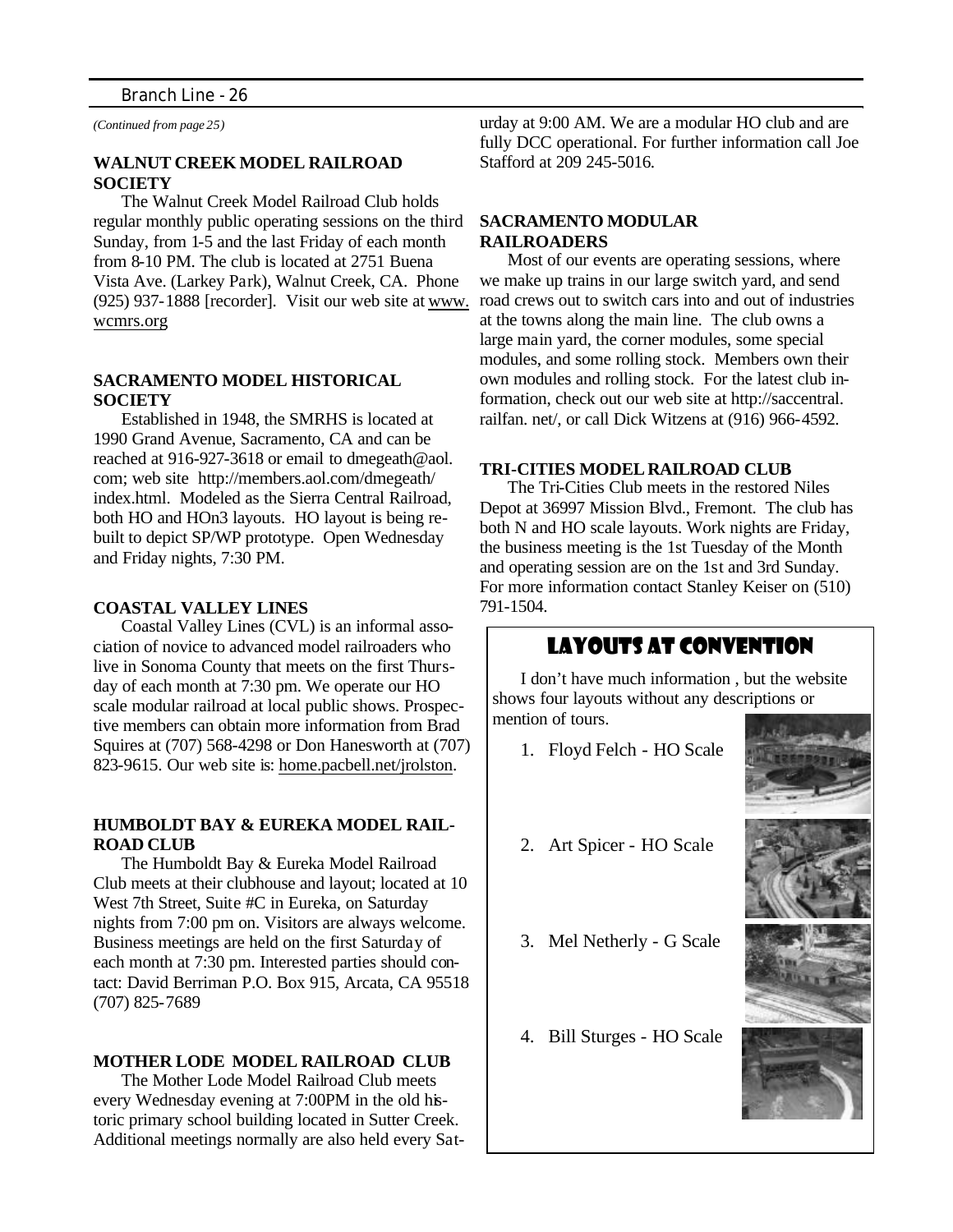*(Continued from page 25)*

**WALNUT CREEK MODEL RAILROAD SOCIETY**

The Walnut Creek Model Railroad Club holds regular monthly public operating sessions on the third Sunday, from 1-5 and the last Friday of each month from 8-10 PM. The club is located at 2751 Buena Vista Ave. (Larkey Park), Walnut Creek, CA. Phone (925) 937-1888 [recorder]. Visit our web site at www.wcmrs.org

**SACRAMENTO MODEL HISTORICAL SOCIETY**

Established in 1948, the SMRHS is located at 1990 Grand Avenue, Sacramento, CA and can be reached at 916-927-3618 or email to dmegeath@aol.com; web site http://members.aol.com/dmegeath/index.html. Modeled as the Sierra Central Railroad, both HO and HOn3 layouts. HO layout is being rebuilt to depict SP/WP prototype. Open Wednesday and Friday nights, 7:30 PM.

**COASTAL VALLEY LINES**

Coastal Valley Lines (CVL) is an informal association of novice to advanced model railroaders who live in Sonoma County that meets on the first Thursday of each month at 7:30 pm. We operate our HO scale modular railroad at local public shows. Prospective members can obtain more information from Brad Squires at (707) 568-4298 or Don Hanesworth at (707) 823-9615. Our web site is: home.pacbell.net/jrolston.

**HUMBOLDT BAY & EUREKA MODEL RAILROAD CLUB**

The Humboldt Bay & Eureka Model Railroad Club meets at their clubhouse and layout; located at 10 West 7th Street, Suite #C in Eureka, on Saturday nights from 7:00 pm on. Visitors are always welcome. Business meetings are held on the first Saturday of each month at 7:30 pm. Interested parties should contact: David Berriman P.O. Box 915, Arcata, CA 95518 (707) 825-7689

**MOTHER LODE MODEL RAILROAD CLUB**

The Mother Lode Model Railroad Club meets every Wednesday evening at 7:00PM in the old historic primary school building located in Sutter Creek. Additional meetings normally are also held every Saturday at 9:00 AM. We are a modular HO club and are fully DCC operational. For further information call Joe Stafford at 209 245-5016.

**SACRAMENTO MODULAR RAILROADERS**

Most of our events are operating sessions, where we make up trains in our large switch yard, and send road crews out to switch cars into and out of industries at the towns along the main line. The club owns a large main yard, the corner modules, some special modules, and some rolling stock. Members own their own modules and rolling stock. For the latest club information, check out our web site at http://saccentral.railfan.net/, or call Dick Witzens at (916) 966-4592.

**TRI-CITIES MODEL RAILROAD CLUB**

The Tri-Cities Club meets in the restored Niles Depot at 36997 Mission Blvd., Fremont. The club has both N and HO scale layouts. Work nights are Friday, the business meeting is the 1st Tuesday of the Month and operating session are on the 1st and 3rd Sunday. For more information contact Stanley Keiser on (510) 791-1504.

## LAYOUTS AT CONVENTION

I don't have much information , but the website shows four layouts without any descriptions or mention of tours.

1. Floyd Felch - HO Scale
2. Art Spicer - HO Scale
3. Mel Netherly - G Scale
4. Bill Sturges - HO Scale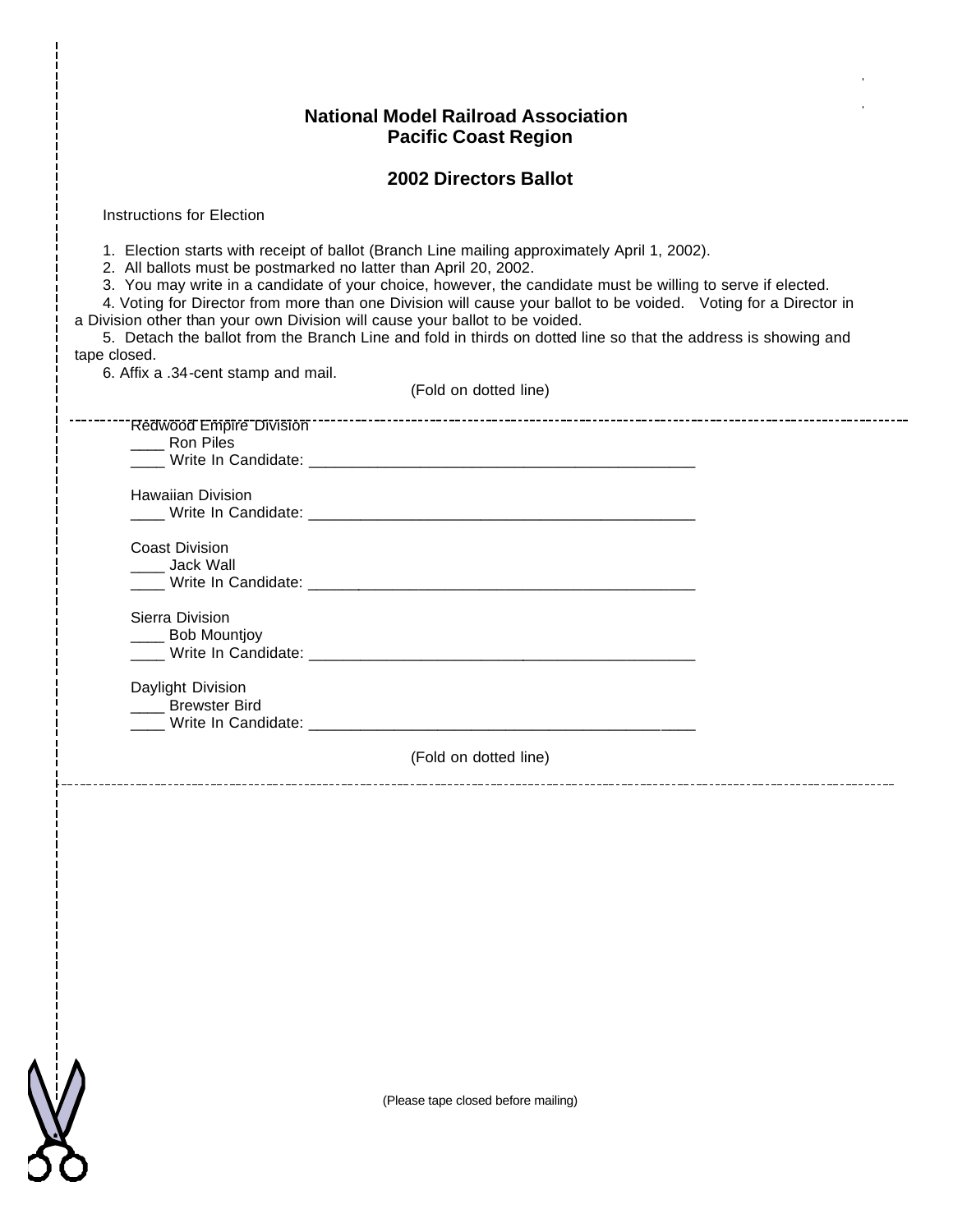## National Model Railroad Association
## Pacific Coast Region

### 2002 Directors Ballot

Instructions for Election

1. Election starts with receipt of ballot (Branch Line mailing approximately April 1, 2002).
2. All ballots must be postmarked no latter than April 20, 2002.
3. You may write in a candidate of your choice, however, the candidate must be willing to serve if elected.
4. Voting for Director from more than one Division will cause your ballot to be voided. Voting for a Director in a Division other than your own Division will cause your ballot to be voided.
5. Detach the ballot from the Branch Line and fold in thirds on dotted line so that the address is showing and tape closed.
6. Affix a .34-cent stamp and mail.

(Fold on dotted line)

Redwood Empire Division

____ Ron Piles

____ Write In Candidate: ____________________________________________

Hawaiian Division

____ Write In Candidate: ____________________________________________

Coast Division

____ Jack Wall

____ Write In Candidate: ____________________________________________

Sierra Division

____ Bob Mountjoy

____ Write In Candidate: ____________________________________________

Daylight Division

____ Brewster Bird

____ Write In Candidate: ____________________________________________

(Fold on dotted line)

(Please tape closed before mailing)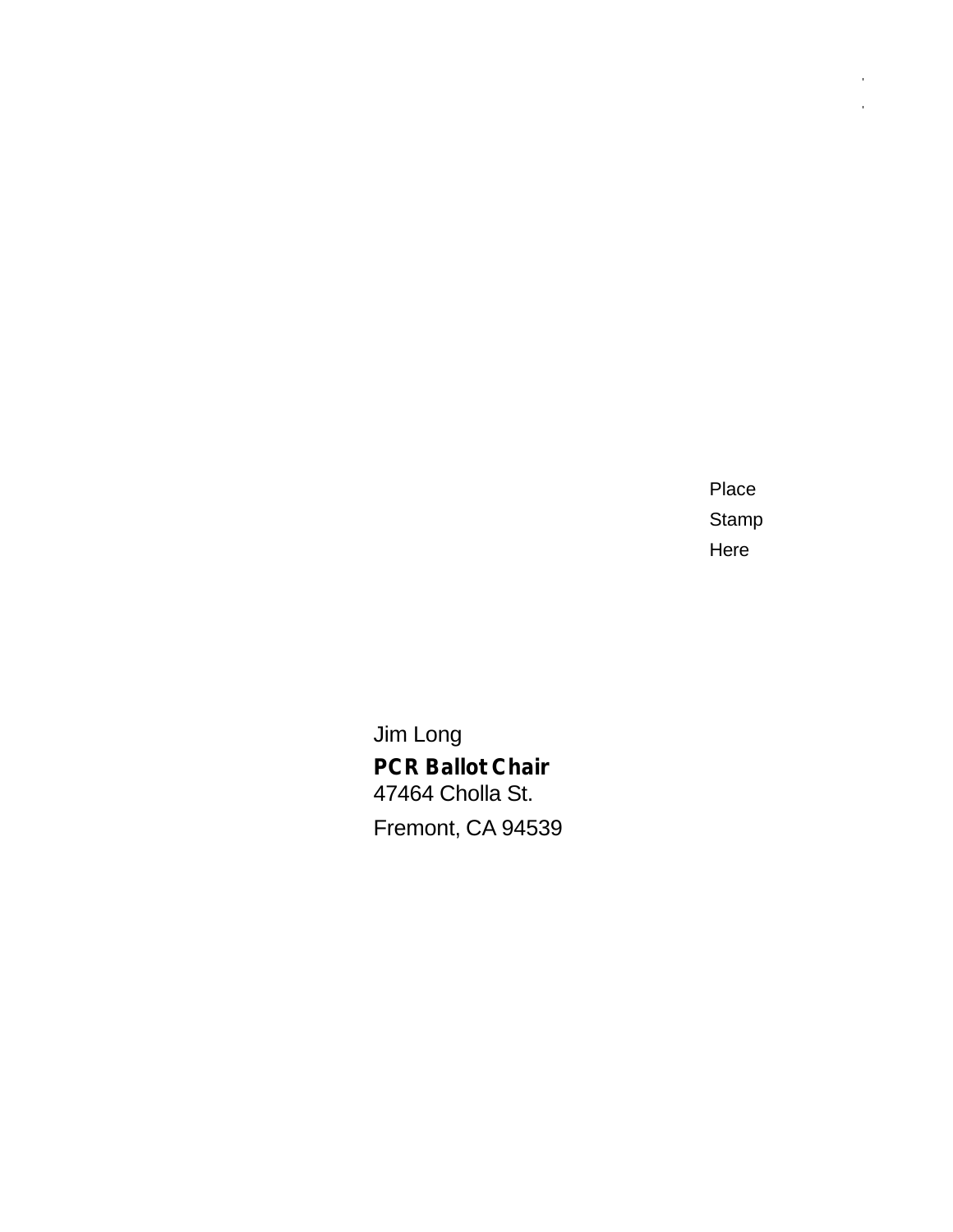Place

Stamp

Here

Jim Long

**PCR Ballot Chair**

47464 Cholla St.

Fremont, CA 94539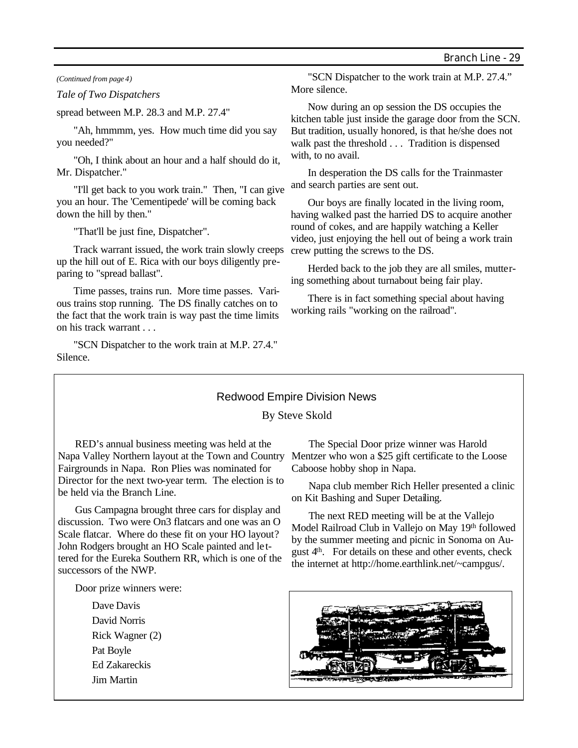*(Continued from page 4)*

*Tale of Two Dispatchers*

spread between M.P. 28.3 and M.P. 27.4"

"Ah, hmmmm, yes. How much time did you say you needed?"

"Oh, I think about an hour and a half should do it, Mr. Dispatcher."

"I'll get back to you work train." Then, "I can give you an hour. The 'Cementipede' will be coming back down the hill by then."

"That'll be just fine, Dispatcher".

Track warrant issued, the work train slowly creeps up the hill out of E. Rica with our boys diligently preparing to "spread ballast".

Time passes, trains run. More time passes. Various trains stop running. The DS finally catches on to the fact that the work train is way past the time limits on his track warrant . . .

"SCN Dispatcher to the work train at M.P. 27.4." Silence.

"SCN Dispatcher to the work train at M.P. 27.4." More silence.

Now during an op session the DS occupies the kitchen table just inside the garage door from the SCN. But tradition, usually honored, is that he/she does not walk past the threshold . . . Tradition is dispensed with, to no avail.

In desperation the DS calls for the Trainmaster and search parties are sent out.

Our boys are finally located in the living room, having walked past the harried DS to acquire another round of cokes, and are happily watching a Keller video, just enjoying the hell out of being a work train crew putting the screws to the DS.

Herded back to the job they are all smiles, muttering something about turnabout being fair play.

There is in fact something special about having working rails "working on the railroad".

## Redwood Empire Division News

By Steve Skold

RED's annual business meeting was held at the Napa Valley Northern layout at the Town and Country Fairgrounds in Napa. Ron Plies was nominated for Director for the next two-year term. The election is to be held via the Branch Line.

Gus Campagna brought three cars for display and discussion. Two were On3 flatcars and one was an O Scale flatcar. Where do these fit on your HO layout? John Rodgers brought an HO Scale painted and lettered for the Eureka Southern RR, which is one of the successors of the NWP.

Door prize winners were:

- Dave Davis
- David Norris
- Rick Wagner (2)
- Pat Boyle
- Ed Zakareckis
- Jim Martin

The Special Door prize winner was Harold Mentzer who won a $25 gift certificate to the Loose Caboose hobby shop in Napa.

Napa club member Rich Heller presented a clinic on Kit Bashing and Super Detailing.

The next RED meeting will be at the Vallejo Model Railroad Club in Vallejo on May 19th followed by the summer meeting and picnic in Sonoma on August 4th. For details on these and other events, check the internet at http://home.earthlink.net/~campgus/.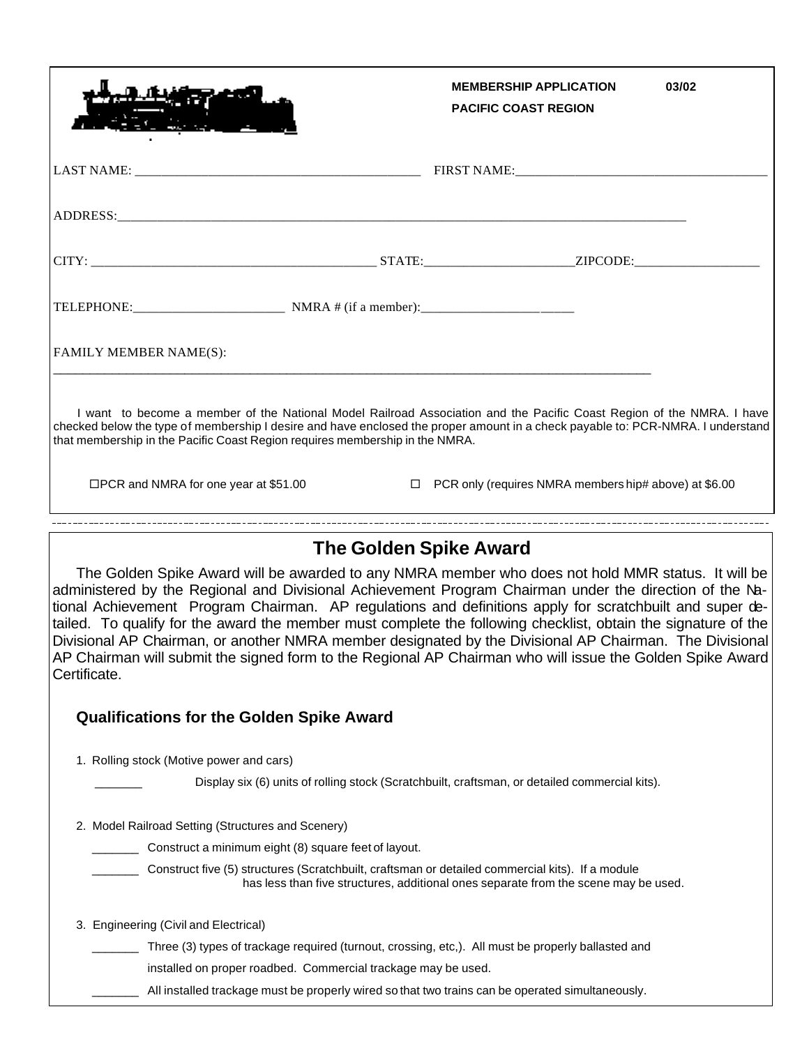**MEMBERSHIP APPLICATION** **03/02**

**PACIFIC COAST REGION**

LAST NAME: ____________________________________________ FIRST NAME: ______________________________________

ADDRESS: ______________________________________________________________________________________

CITY: _____________________________________________ STATE: ________________________ ZIPCODE: ____________________

TELEPHONE: ________________________ NMRA # (if a member): ________________________

FAMILY MEMBER NAME(S):

______________________________________________________________________________________

I want to become a member of the National Model Railroad Association and the Pacific Coast Region of the NMRA. I have checked below the type of membership I desire and have enclosed the proper amount in a check payable to: PCR-NMRA. I understand that membership in the Pacific Coast Region requires membership in the NMRA.

☐ PCR and NMRA for one year at $51.00

☐ PCR only (requires NMRA membership# above) at $6.00

## The Golden Spike Award

The Golden Spike Award will be awarded to any NMRA member who does not hold MMR status. It will be administered by the Regional and Divisional Achievement Program Chairman under the direction of the National Achievement Program Chairman. AP regulations and definitions apply for scratchbuilt and super detailed. To qualify for the award the member must complete the following checklist, obtain the signature of the Divisional AP Chairman, or another NMRA member designated by the Divisional AP Chairman. The Divisional AP Chairman will submit the signed form to the Regional AP Chairman who will issue the Golden Spike Award Certificate.

### Qualifications for the Golden Spike Award

1. Rolling stock (Motive power and cars)

   _______ Display six (6) units of rolling stock (Scratchbuilt, craftsman, or detailed commercial kits).

2. Model Railroad Setting (Structures and Scenery)

   _______ Construct a minimum eight (8) square feet of layout.

   _______ Construct five (5) structures (Scratchbuilt, craftsman or detailed commercial kits). If a module has less than five structures, additional ones separate from the scene may be used.

3. Engineering (Civil and Electrical)

   _______ Three (3) types of trackage required (turnout, crossing, etc,). All must be properly ballasted and installed on proper roadbed. Commercial trackage may be used.

   _______ All installed trackage must be properly wired so that two trains can be operated simultaneously.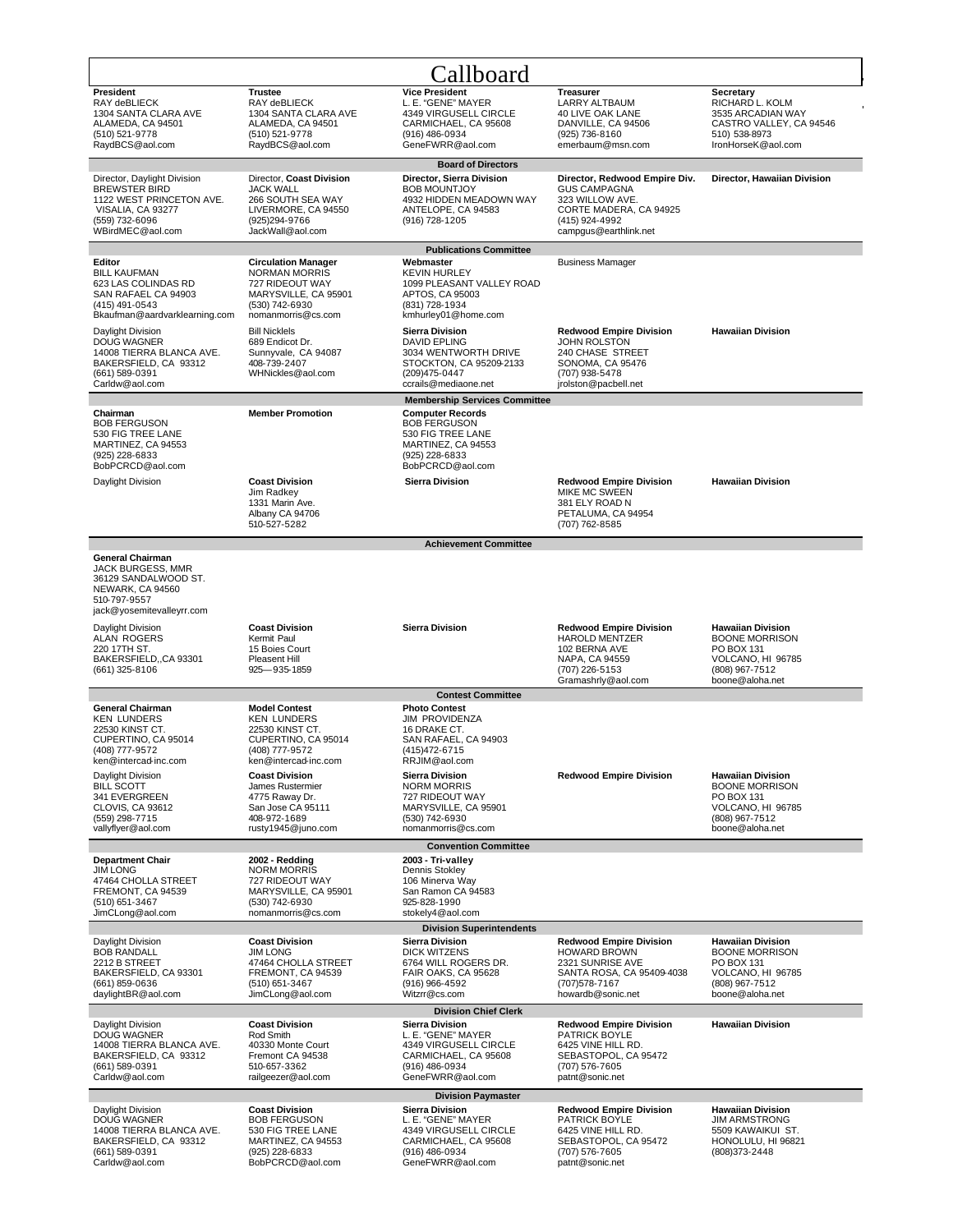# Callboard

| President | Trustee | Vice President | Treasurer | Secretary |
|---|---|---|---|---|
| RAY deBLIECK<br>1304 SANTA CLARA AVE<br>ALAMEDA, CA 94501<br>(510) 521-9778<br>RaydBCS@aol.com | RAY deBLIECK<br>1304 SANTA CLARA AVE<br>ALAMEDA, CA 94501<br>(510) 521-9778<br>RaydBCS@aol.com | L. E. "GENE" MAYER<br>4349 VIRGUSELL CIRCLE<br>CARMICHAEL, CA 95608<br>(916) 486-0934<br>GeneFWRR@aol.com | LARRY ALTBAUM<br>40 LIVE OAK LANE<br>DANVILLE, CA 94506<br>(925) 736-8160<br>emerbaum@msn.com | RICHARD L. KOLM<br>3535 ARCADIAN WAY<br>CASTRO VALLEY, CA 94546<br>510) 538-8973<br>IronHorseK@aol.com |

## Board of Directors

| | | | | |
|---|---|---|---|---|
| Director, Daylight Division<br>BREWSTER BIRD<br>1122 WEST PRINCETON AVE.<br>VISALIA, CA 93277<br>(559) 732-6096<br>WBirdMEC@aol.com | Director, **Coast Division**<br>JACK WALL<br>266 SOUTH SEA WAY<br>LIVERMORE, CA 94550<br>(925)294-9766<br>JackWall@aol.com | **Director, Sierra Division**<br>BOB MOUNTJOY<br>4932 HIDDEN MEADOWN WAY<br>ANTELOPE, CA 94583<br>(916) 728-1205 | **Director, Redwood Empire Div.**<br>GUS CAMPAGNA<br>323 WILLOW AVE.<br>CORTE MADERA, CA 94925<br>(415) 924-4992<br>campgus@earthlink.net | **Director, Hawaiian Division** |

## Publications Committee

| | | | | |
|---|---|---|---|---|
| **Editor**<br>BILL KAUFMAN<br>623 LAS COLINDAS RD<br>SAN RAFAEL CA 94903<br>(415) 491-0543<br>Bkaufman@aardvarklearning.com | **Circulation Manager**<br>NORMAN MORRIS<br>727 RIDEOUT WAY<br>MARYSVILLE, CA 95901<br>(530) 742-6930<br>nomanmorris@cs.com | **Webmaster**<br>KEVIN HURLEY<br>1099 PLEASANT VALLEY ROAD<br>APTOS, CA 95003<br>(831) 728-1934<br>kmhurley01@home.com | Business Mamager | |
| Daylight Division<br>DOUG WAGNER<br>14008 TIERRA BLANCA AVE.<br>BAKERSFIELD, CA 93312<br>(661) 589-0391<br>Carldw@aol.com | Bill Nicklels<br>689 Endicot Dr.<br>Sunnyvale, CA 94087<br>408-739-2407<br>WHNickles@aol.com | **Sierra Division**<br>DAVID EPLING<br>3034 WENTWORTH DRIVE<br>STOCKTON, CA 95209-2133<br>(209)475-0447<br>ccrails@mediaone.net | **Redwood Empire Division**<br>JOHN ROLSTON<br>240 CHASE STREET<br>SONOMA, CA 95476<br>(707) 938-5478<br>jrolston@pacbell.net | **Hawaiian Division** |

## Membership Services Committee

| | | | | |
|---|---|---|---|---|
| **Chairman**<br>BOB FERGUSON<br>530 FIG TREE LANE<br>MARTINEZ, CA 94553<br>(925) 228-6833<br>BobPCRCD@aol.com | **Member Promotion** | **Computer Records**<br>BOB FERGUSON<br>530 FIG TREE LANE<br>MARTINEZ, CA 94553<br>(925) 228-6833<br>BobPCRCD@aol.com | | |
| Daylight Division | **Coast Division**<br>Jim Radkey<br>1331 Marin Ave.<br>Albany CA 94706<br>510-527-5282 | **Sierra Division** | **Redwood Empire Division**<br>MIKE MC SWEEN<br>381 ELY ROAD N<br>PETALUMA, CA 94954<br>(707) 762-8585 | **Hawaiian Division** |

## Achievement Committee

| | | | | |
|---|---|---|---|---|
| **General Chairman**<br>JACK BURGESS, MMR<br>36129 SANDALWOOD ST.<br>NEWARK, CA 94560<br>510-797-9557<br>jack@yosemitevalleyrr.com | | | | |
| Daylight Division<br>ALAN ROGERS<br>220 17TH ST.<br>BAKERSFIELD,,CA 93301<br>(661) 325-8106 | **Coast Division**<br>Kermit Paul<br>15 Boies Court<br>Pleasent Hill<br>925—935-1859 | **Sierra Division** | **Redwood Empire Division**<br>HAROLD MENTZER<br>102 BERNA AVE<br>NAPA, CA 94559<br>(707) 226-5153<br>Gramashrly@aol.com | **Hawaiian Division**<br>BOONE MORRISON<br>PO BOX 131<br>VOLCANO, HI 96785<br>(808) 967-7512<br>boone@aloha.net |

## Contest Committee

| | | | | |
|---|---|---|---|---|
| **General Chairman**<br>KEN LUNDERS<br>22530 KINST CT.<br>CUPERTINO, CA 95014<br>(408) 777-9572<br>ken@intercad-inc.com | **Model Contest**<br>KEN LUNDERS<br>22530 KINST CT.<br>CUPERTINO, CA 95014<br>(408) 777-9572<br>ken@intercad-inc.com | **Photo Contest**<br>JIM PROVIDENZA<br>16 DRAKE CT.<br>SAN RAFAEL, CA 94903<br>(415)472-6715<br>RRJIM@aol.com | | |
| Daylight Division<br>BILL SCOTT<br>341 EVERGREEN<br>CLOVIS, CA 93612<br>(559) 298-7715<br>vallyflyer@aol.com | **Coast Division**<br>James Rustermier<br>4775 Raway Dr.<br>San Jose CA 95111<br>408-972-1689<br>rusty1945@juno.com | **Sierra Division**<br>NORM MORRIS<br>727 RIDEOUT WAY<br>MARYSVILLE, CA 95901<br>(530) 742-6930<br>nomanmorris@cs.com | **Redwood Empire Division** | **Hawaiian Division**<br>BOONE MORRISON<br>PO BOX 131<br>VOLCANO, HI 96785<br>(808) 967-7512<br>boone@aloha.net |

## Convention Committee

| | | | | |
|---|---|---|---|---|
| **Department Chair**<br>JIM LONG<br>47464 CHOLLA STREET<br>FREMONT, CA 94539<br>(510) 651-3467<br>JimCLong@aol.com | **2002 - Redding**<br>NORM MORRIS<br>727 RIDEOUT WAY<br>MARYSVILLE, CA 95901<br>(530) 742-6930<br>nomanmorris@cs.com | **2003 - Tri-valley**<br>Dennis Stokley<br>106 Minerva Way<br>San Ramon CA 94583<br>925-828-1990<br>stokely4@aol.com | | |

## Division Superintendents

| | | | | |
|---|---|---|---|---|
| Daylight Division<br>BOB RANDALL<br>2212 B STREET<br>BAKERSFIELD, CA 93301<br>(661) 859-0636<br>daylightBR@aol.com | **Coast Division**<br>JIM LONG<br>47464 CHOLLA STREET<br>FREMONT, CA 94539<br>(510) 651-3467<br>JimCLong@aol.com | **Sierra Division**<br>DICK WITZENS<br>6764 WILL ROGERS DR.<br>FAIR OAKS, CA 95628<br>(916) 966-4592<br>Witzrr@cs.com | **Redwood Empire Division**<br>HOWARD BROWN<br>2321 SUNRISE AVE<br>SANTA ROSA, CA 95409-4038<br>(707)578-7167<br>howardb@sonic.net | **Hawaiian Division**<br>BOONE MORRISON<br>PO BOX 131<br>VOLCANO, HI 96785<br>(808) 967-7512<br>boone@aloha.net |

## Division Chief Clerk

| | | | | |
|---|---|---|---|---|
| Daylight Division<br>DOUG WAGNER<br>14008 TIERRA BLANCA AVE.<br>BAKERSFIELD, CA 93312<br>(661) 589-0391<br>Carldw@aol.com | **Coast Division**<br>Rod Smith<br>40330 Monte Court<br>Fremont CA 94538<br>510-657-3362<br>railgeezer@aol.com | **Sierra Division**<br>L. E. "GENE" MAYER<br>4349 VIRGUSELL CIRCLE<br>CARMICHAEL, CA 95608<br>(916) 486-0934<br>GeneFWRR@aol.com | **Redwood Empire Division**<br>PATRICK BOYLE<br>6425 VINE HILL RD.<br>SEBASTOPOL, CA 95472<br>(707) 576-7605<br>patnt@sonic.net | **Hawaiian Division** |

## Division Paymaster

| | | | | |
|---|---|---|---|---|
| Daylight Division<br>DOUG WAGNER<br>14008 TIERRA BLANCA AVE.<br>BAKERSFIELD, CA 93312<br>(661) 589-0391<br>Carldw@aol.com | **Coast Division**<br>BOB FERGUSON<br>530 FIG TREE LANE<br>MARTINEZ, CA 94553<br>(925) 228-6833<br>BobPCRCD@aol.com | **Sierra Division**<br>L. E. "GENE" MAYER<br>4349 VIRGUSELL CIRCLE<br>CARMICHAEL, CA 95608<br>(916) 486-0934<br>GeneFWRR@aol.com | **Redwood Empire Division**<br>PATRICK BOYLE<br>6425 VINE HILL RD.<br>SEBASTOPOL, CA 95472<br>(707) 576-7605<br>patnt@sonic.net | **Hawaiian Division**<br>JIM ARMSTRONG<br>5509 KAWAIKUI ST.<br>HONOLULU, HI 96821<br>(808)373-2448 |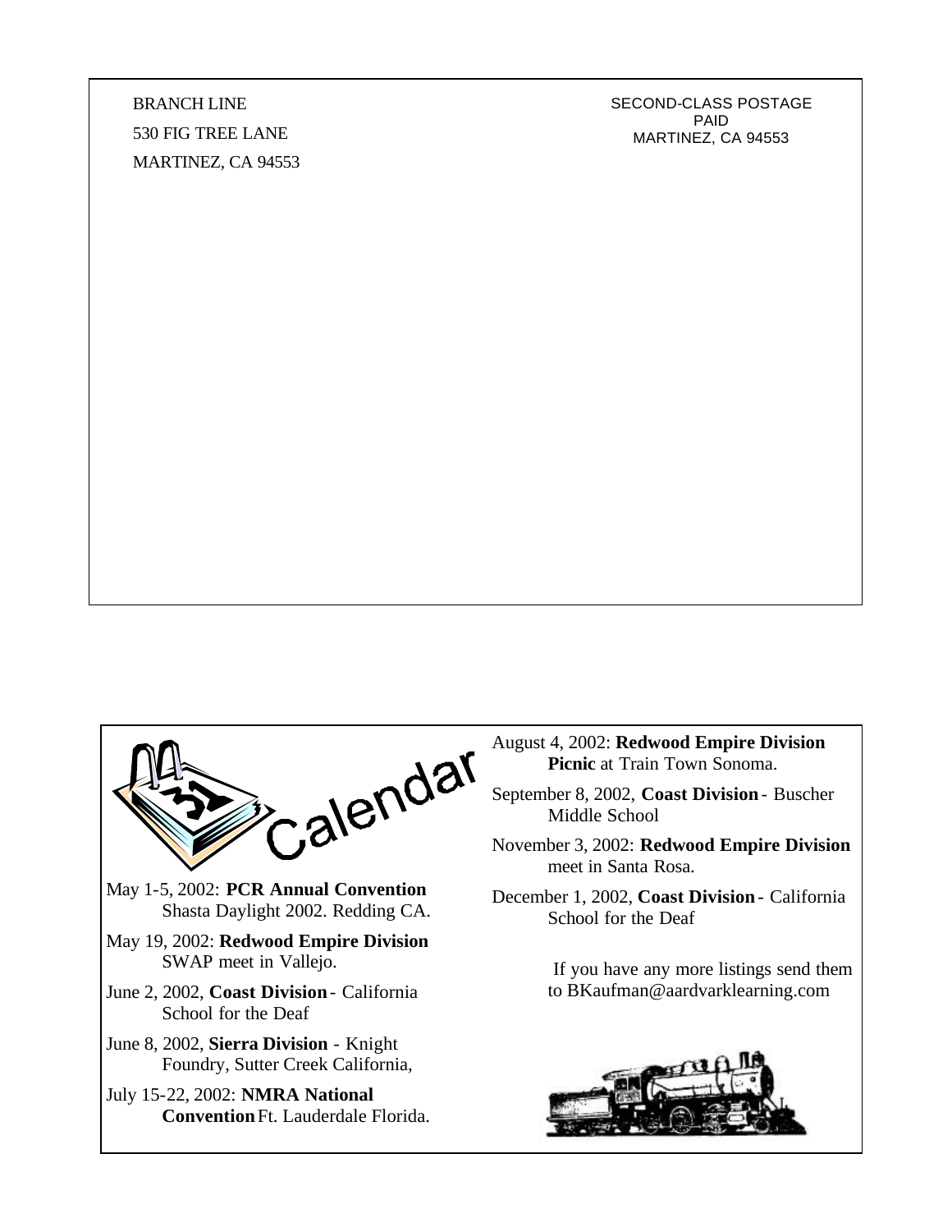BRANCH LINE

530 FIG TREE LANE

MARTINEZ, CA 94553

SECOND-CLASS POSTAGE
PAID
MARTINEZ, CA 94553

## Calendar

May 1-5, 2002: **PCR Annual Convention** Shasta Daylight 2002. Redding CA.

May 19, 2002: **Redwood Empire Division** SWAP meet in Vallejo.

June 2, 2002, **Coast Division** - California School for the Deaf

June 8, 2002, **Sierra Division** - Knight Foundry, Sutter Creek California,

July 15-22, 2002: **NMRA National Convention** Ft. Lauderdale Florida.

August 4, 2002: **Redwood Empire Division Picnic** at Train Town Sonoma.

September 8, 2002, **Coast Division** - Buscher Middle School

November 3, 2002: **Redwood Empire Division** meet in Santa Rosa.

December 1, 2002, **Coast Division** - California School for the Deaf

If you have any more listings send them to BKaufman@aardvarklearning.com